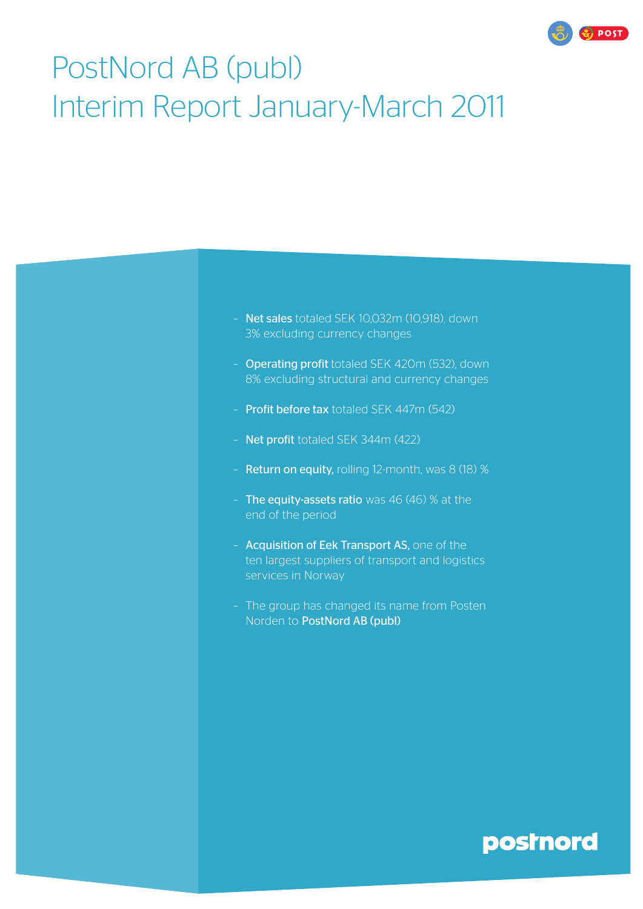# PostNord AB (publ)
# Interim Report January-March 2011

- **Net sales** totaled SEK 10,032m (10,918), down 3% excluding currency changes
- **Operating profit** totaled SEK 420m (532), down 8% excluding structural and currency changes
- **Profit before tax** totaled SEK 447m (542)
- **Net profit** totaled SEK 344m (422)
- **Return on equity,** rolling 12-month, was 8 (18) %
- **The equity-assets ratio** was 46 (46) % at the end of the period
- **Acquisition of Eek Transport AS,** one of the ten largest suppliers of transport and logistics services in Norway
- The group has changed its name from Posten Norden to **PostNord AB (publ)**

postnord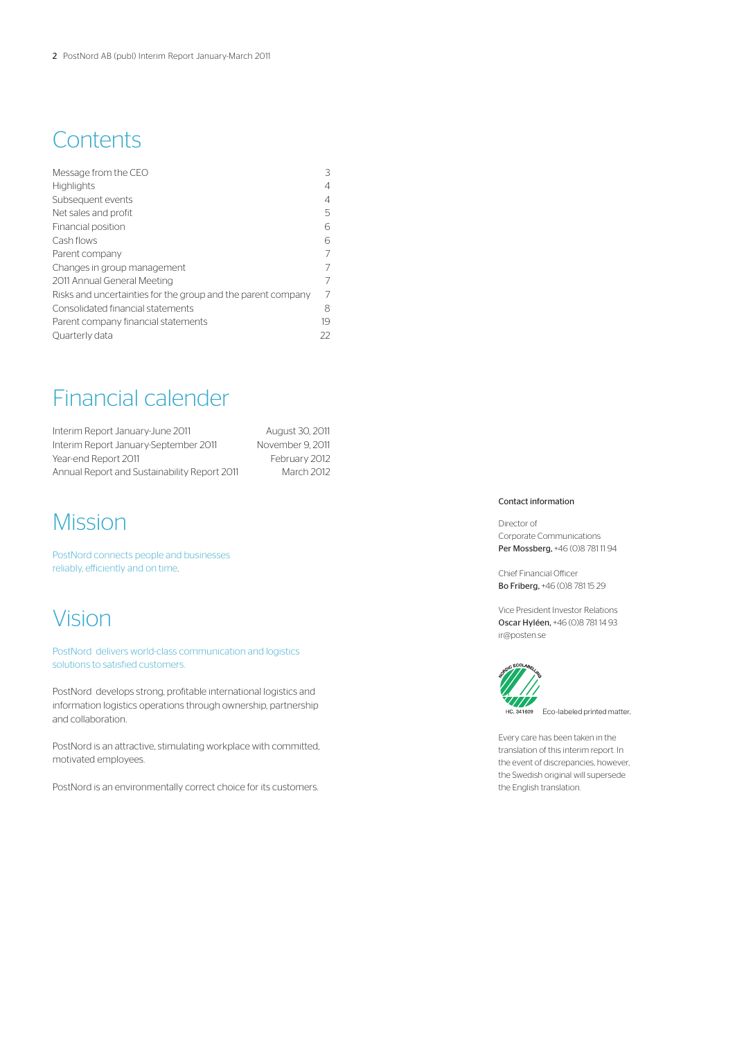# Contents

| | |
|---|---|
| Message from the CEO | 3 |
| Highlights | 4 |
| Subsequent events | 4 |
| Net sales and profit | 5 |
| Financial position | 6 |
| Cash flows | 6 |
| Parent company | 7 |
| Changes in group management | 7 |
| 2011 Annual General Meeting | 7 |
| Risks and uncertainties for the group and the parent company | 7 |
| Consolidated financial statements | 8 |
| Parent company financial statements | 19 |
| Quarterly data | 22 |

# Financial calender

| | |
|---|---|
| Interim Report January-June 2011 | August 30, 2011 |
| Interim Report January-September 2011 | November 9, 2011 |
| Year-end Report 2011 | February 2012 |
| Annual Report and Sustainability Report 2011 | March 2012 |

# Mission

PostNord connects people and businesses reliably, efficiently and on time.

# Vision

PostNord delivers world-class communication and logistics solutions to satisfied customers.

PostNord develops strong, profitable international logistics and information logistics operations through ownership, partnership and collaboration.

PostNord is an attractive, stimulating workplace with committed, motivated employees.

PostNord is an environmentally correct choice for its customers.

Contact information

Director of Corporate Communications
**Per Mossberg**, +46 (0)8 781 11 94

Chief Financial Officer
**Bo Friberg**, +46 (0)8 781 15 29

Vice President Investor Relations
**Oscar Hyléen**, +46 (0)8 781 14 93
ir@posten.se

Nordic Ecolabelling
HC. 341609 Eco-labeled printed matter.

Every care has been taken in the translation of this interim report. In the event of discrepancies, however, the Swedish original will supersede the English translation.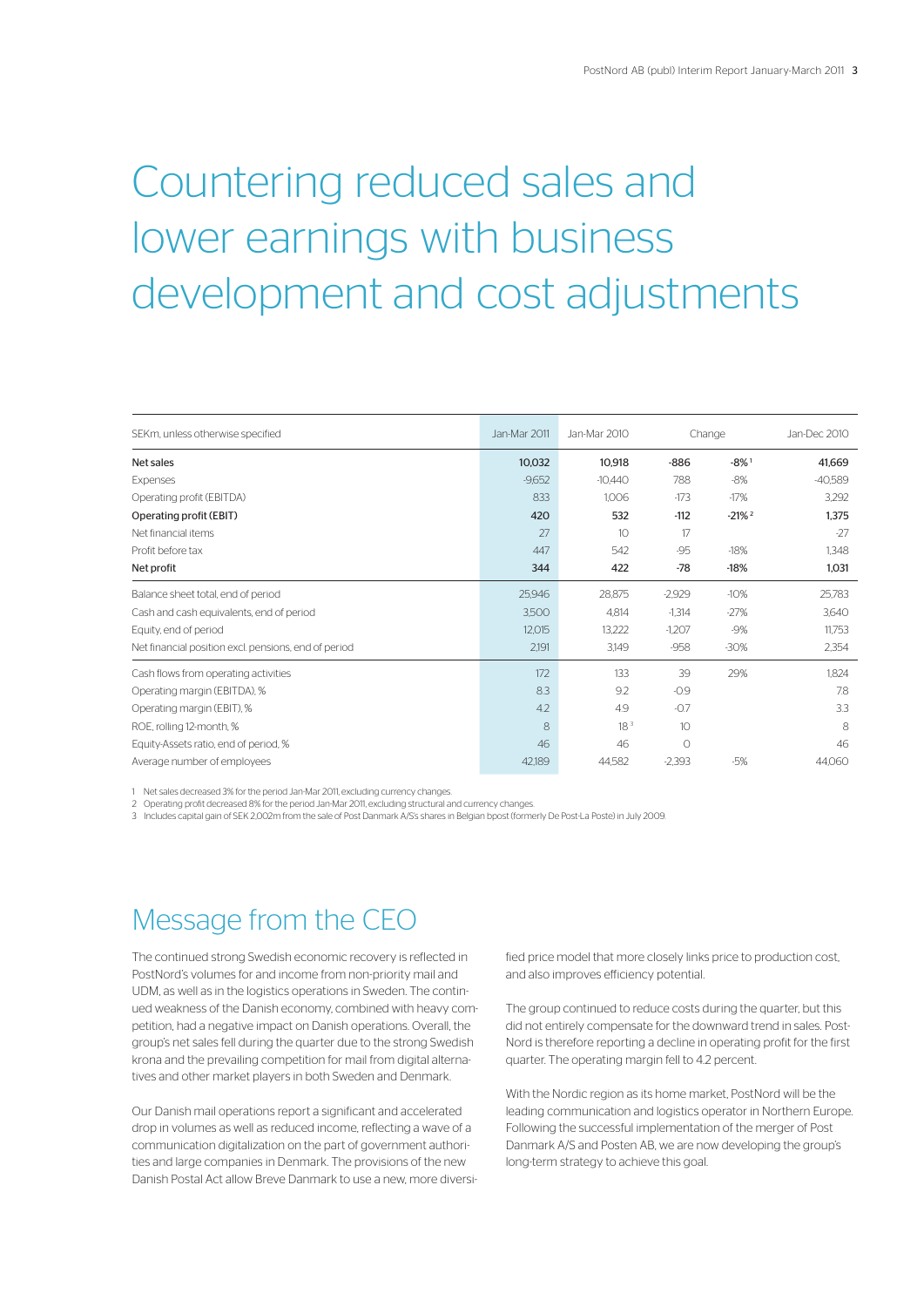# Countering reduced sales and lower earnings with business development and cost adjustments

| SEKm, unless otherwise specified | Jan-Mar 2011 | Jan-Mar 2010 | Change | | Jan-Dec 2010 |
|---|---|---|---|---|---|
| **Net sales** | **10,032** | **10,918** | **-886** | **-8%** [1] | **41,669** |
| Expenses | -9,652 | -10,440 | 788 | -8% | -40,589 |
| Operating profit (EBITDA) | 833 | 1,006 | -173 | -17% | 3,292 |
| **Operating profit (EBIT)** | **420** | **532** | **-112** | **-21%** [2] | **1,375** |
| Net financial items | 27 | 10 | 17 | | -27 |
| Profit before tax | 447 | 542 | -95 | -18% | 1,348 |
| **Net profit** | **344** | **422** | **-78** | **-18%** | **1,031** |
| Balance sheet total, end of period | 25,946 | 28,875 | -2,929 | -10% | 25,783 |
| Cash and cash equivalents, end of period | 3,500 | 4,814 | -1,314 | -27% | 3,640 |
| Equity, end of period | 12,015 | 13,222 | -1,207 | -9% | 11,753 |
| Net financial position excl. pensions, end of period | 2,191 | 3,149 | -958 | -30% | 2,354 |
| Cash flows from operating activities | 172 | 133 | 39 | 29% | 1,824 |
| Operating margin (EBITDA), % | 8.3 | 9.2 | -0.9 | | 7.8 |
| Operating margin (EBIT), % | 4.2 | 4.9 | -0.7 | | 3.3 |
| ROE, rolling 12-month, % | 8 | 18 [3] | 10 | | 8 |
| Equity-Assets ratio, end of period, % | 46 | 46 | 0 | | 46 |
| Average number of employees | 42,189 | 44,582 | -2,393 | -5% | 44,060 |

1 Net sales decreased 3% for the period Jan-Mar 2011, excluding currency changes.
2 Operating profit decreased 8% for the period Jan-Mar 2011, excluding structural and currency changes.
3 Includes capital gain of SEK 2,002m from the sale of Post Danmark A/S's shares in Belgian bpost (formerly De Post-La Poste) in July 2009.

## Message from the CEO

The continued strong Swedish economic recovery is reflected in PostNord's volumes for and income from non-priority mail and UDM, as well as in the logistics operations in Sweden. The continued weakness of the Danish economy, combined with heavy competition, had a negative impact on Danish operations. Overall, the group's net sales fell during the quarter due to the strong Swedish krona and the prevailing competition for mail from digital alternatives and other market players in both Sweden and Denmark.

Our Danish mail operations report a significant and accelerated drop in volumes as well as reduced income, reflecting a wave of a communication digitalization on the part of government authorities and large companies in Denmark. The provisions of the new Danish Postal Act allow Breve Danmark to use a new, more diversified price model that more closely links price to production cost, and also improves efficiency potential.

The group continued to reduce costs during the quarter, but this did not entirely compensate for the downward trend in sales. PostNord is therefore reporting a decline in operating profit for the first quarter. The operating margin fell to 4.2 percent.

With the Nordic region as its home market, PostNord will be the leading communication and logistics operator in Northern Europe. Following the successful implementation of the merger of Post Danmark A/S and Posten AB, we are now developing the group's long-term strategy to achieve this goal.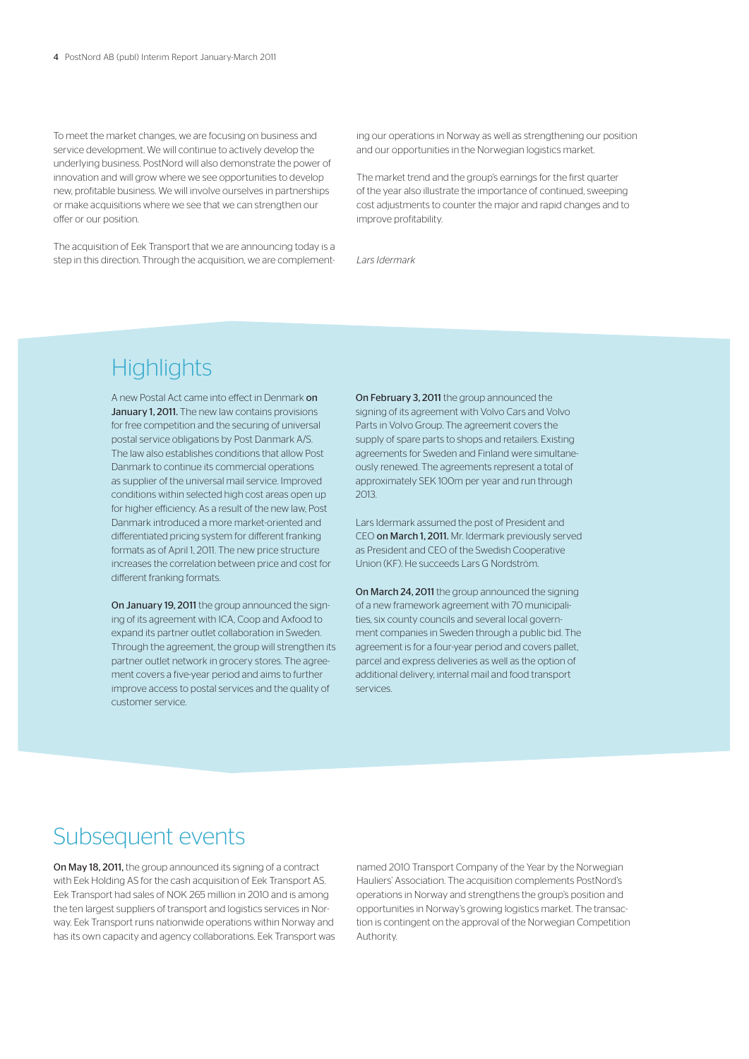To meet the market changes, we are focusing on business and service development. We will continue to actively develop the underlying business. PostNord will also demonstrate the power of innovation and will grow where we see opportunities to develop new, profitable business. We will involve ourselves in partnerships or make acquisitions where we see that we can strengthen our offer or our position.

The acquisition of Eek Transport that we are announcing today is a step in this direction. Through the acquisition, we are complementing our operations in Norway as well as strengthening our position and our opportunities in the Norwegian logistics market.

The market trend and the group's earnings for the first quarter of the year also illustrate the importance of continued, sweeping cost adjustments to counter the major and rapid changes and to improve profitability.

*Lars Idermark*

## Highlights

A new Postal Act came into effect in Denmark **on January 1, 2011.** The new law contains provisions for free competition and the securing of universal postal service obligations by Post Danmark A/S. The law also establishes conditions that allow Post Danmark to continue its commercial operations as supplier of the universal mail service. Improved conditions within selected high cost areas open up for higher efficiency. As a result of the new law, Post Danmark introduced a more market-oriented and differentiated pricing system for different franking formats as of April 1, 2011. The new price structure increases the correlation between price and cost for different franking formats.

**On January 19, 2011** the group announced the signing of its agreement with ICA, Coop and Axfood to expand its partner outlet collaboration in Sweden. Through the agreement, the group will strengthen its partner outlet network in grocery stores. The agreement covers a five-year period and aims to further improve access to postal services and the quality of customer service.

**On February 3, 2011** the group announced the signing of its agreement with Volvo Cars and Volvo Parts in Volvo Group. The agreement covers the supply of spare parts to shops and retailers. Existing agreements for Sweden and Finland were simultaneously renewed. The agreements represent a total of approximately SEK 100m per year and run through 2013.

Lars Idermark assumed the post of President and CEO **on March 1, 2011.** Mr. Idermark previously served as President and CEO of the Swedish Cooperative Union (KF). He succeeds Lars G Nordström.

**On March 24, 2011** the group announced the signing of a new framework agreement with 70 municipalities, six county councils and several local government companies in Sweden through a public bid. The agreement is for a four-year period and covers pallet, parcel and express deliveries as well as the option of additional delivery, internal mail and food transport services.

## Subsequent events

**On May 18, 2011,** the group announced its signing of a contract with Eek Holding AS for the cash acquisition of Eek Transport AS. Eek Transport had sales of NOK 265 million in 2010 and is among the ten largest suppliers of transport and logistics services in Norway. Eek Transport runs nationwide operations within Norway and has its own capacity and agency collaborations. Eek Transport was named 2010 Transport Company of the Year by the Norwegian Hauliers' Association. The acquisition complements PostNord's operations in Norway and strengthens the group's position and opportunities in Norway's growing logistics market. The transaction is contingent on the approval of the Norwegian Competition Authority.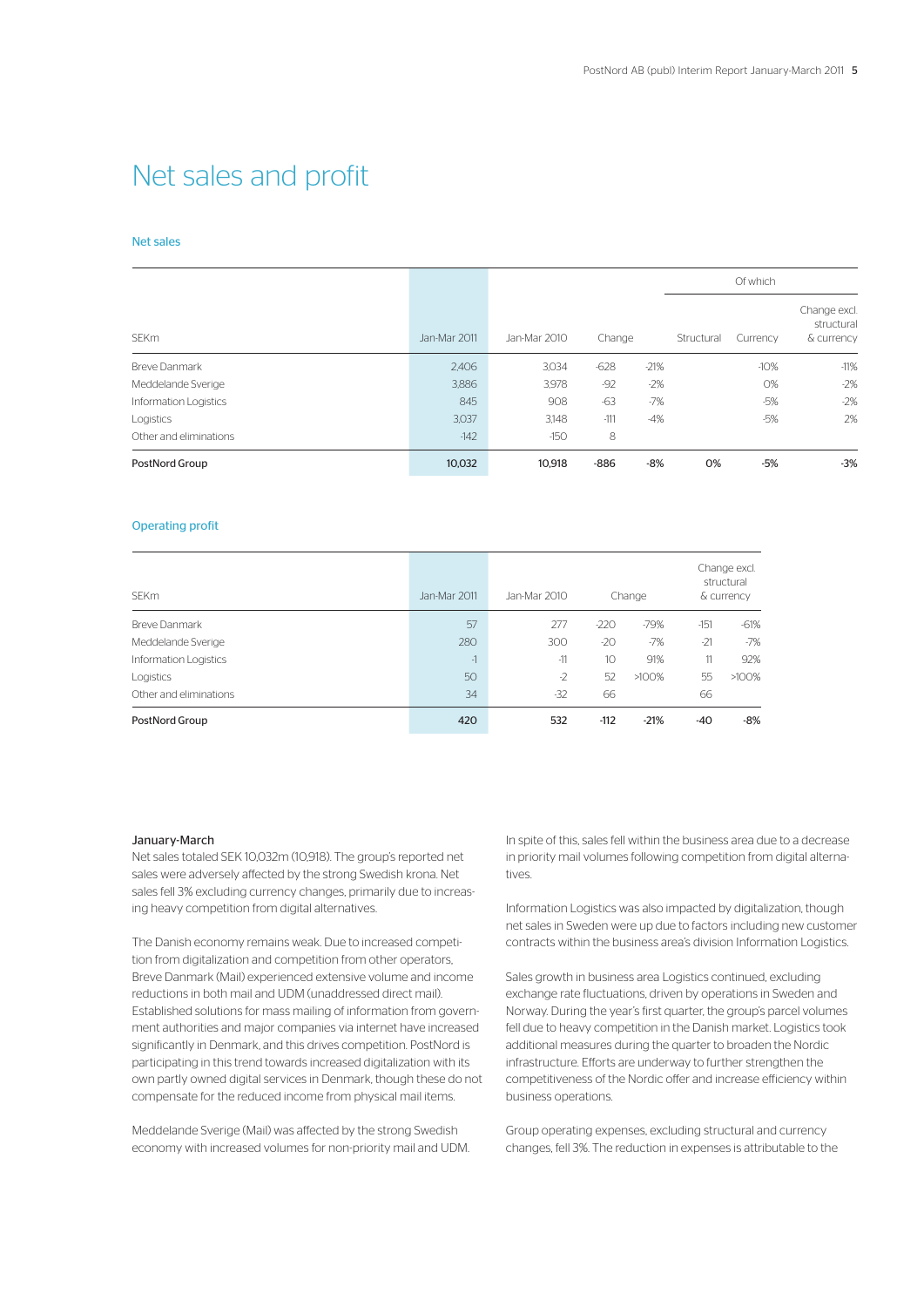# Net sales and profit

### Net sales

| SEKm | Jan-Mar 2011 | Jan-Mar 2010 | Change | | Of which Structural | Currency | Change excl. structural & currency |
|---|---|---|---|---|---|---|---|
| Breve Danmark | 2,406 | 3,034 | -628 | -21% | | -10% | -11% |
| Meddelande Sverige | 3,886 | 3,978 | -92 | -2% | | 0% | -2% |
| Information Logistics | 845 | 908 | -63 | -7% | | -5% | -2% |
| Logistics | 3,037 | 3,148 | -111 | -4% | | -5% | 2% |
| Other and eliminations | -142 | -150 | 8 | | | | |
| **PostNord Group** | **10,032** | **10,918** | **-886** | **-8%** | **0%** | **-5%** | **-3%** |

### Operating profit

| SEKm | Jan-Mar 2011 | Jan-Mar 2010 | Change | | Change excl. structural & currency | |
|---|---|---|---|---|---|---|
| Breve Danmark | 57 | 277 | -220 | -79% | -151 | -61% |
| Meddelande Sverige | 280 | 300 | -20 | -7% | -21 | -7% |
| Information Logistics | -1 | -11 | 10 | 91% | 11 | 92% |
| Logistics | 50 | -2 | 52 | >100% | 55 | >100% |
| Other and eliminations | 34 | -32 | 66 | | 66 | |
| **PostNord Group** | **420** | **532** | **-112** | **-21%** | **-40** | **-8%** |

#### January-March

Net sales totaled SEK 10,032m (10,918). The group's reported net sales were adversely affected by the strong Swedish krona. Net sales fell 3% excluding currency changes, primarily due to increasing heavy competition from digital alternatives.

The Danish economy remains weak. Due to increased competition from digitalization and competition from other operators, Breve Danmark (Mail) experienced extensive volume and income reductions in both mail and UDM (unaddressed direct mail). Established solutions for mass mailing of information from government authorities and major companies via internet have increased significantly in Denmark, and this drives competition. PostNord is participating in this trend towards increased digitalization with its own partly owned digital services in Denmark, though these do not compensate for the reduced income from physical mail items.

Meddelande Sverige (Mail) was affected by the strong Swedish economy with increased volumes for non-priority mail and UDM. In spite of this, sales fell within the business area due to a decrease in priority mail volumes following competition from digital alternatives.

Information Logistics was also impacted by digitalization, though net sales in Sweden were up due to factors including new customer contracts within the business area's division Information Logistics.

Sales growth in business area Logistics continued, excluding exchange rate fluctuations, driven by operations in Sweden and Norway. During the year's first quarter, the group's parcel volumes fell due to heavy competition in the Danish market. Logistics took additional measures during the quarter to broaden the Nordic infrastructure. Efforts are underway to further strengthen the competitiveness of the Nordic offer and increase efficiency within business operations.

Group operating expenses, excluding structural and currency changes, fell 3%. The reduction in expenses is attributable to the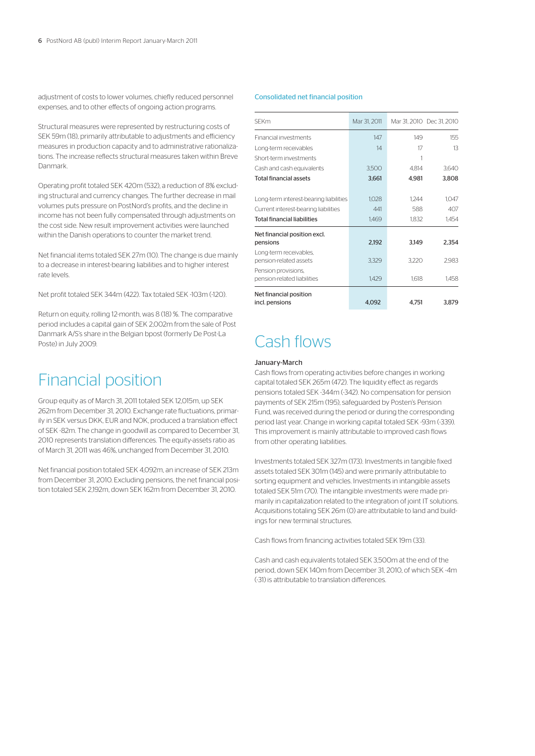adjustment of costs to lower volumes, chiefly reduced personnel expenses, and to other effects of ongoing action programs.

Structural measures were represented by restructuring costs of SEK 59m (18), primarily attributable to adjustments and efficiency measures in production capacity and to administrative rationalizations. The increase reflects structural measures taken within Breve Danmark.

Operating profit totaled SEK 420m (532), a reduction of 8% excluding structural and currency changes. The further decrease in mail volumes puts pressure on PostNord's profits, and the decline in income has not been fully compensated through adjustments on the cost side. New result improvement activities were launched within the Danish operations to counter the market trend.

Net financial items totaled SEK 27m (10). The change is due mainly to a decrease in interest-bearing liabilities and to higher interest rate levels.

Net profit totaled SEK 344m (422). Tax totaled SEK -103m (-120).

Return on equity, rolling 12-month, was 8 (18) %. The comparative period includes a capital gain of SEK 2,002m from the sale of Post Danmark A/S's share in the Belgian bpost (formerly De Post-La Poste) in July 2009.

# Financial position

Group equity as of March 31, 2011 totaled SEK 12,015m, up SEK 262m from December 31, 2010. Exchange rate fluctuations, primarily in SEK versus DKK, EUR and NOK, produced a translation effect of SEK -82m. The change in goodwill as compared to December 31, 2010 represents translation differences. The equity-assets ratio as of March 31, 2011 was 46%, unchanged from December 31, 2010.

Net financial position totaled SEK 4,092m, an increase of SEK 213m from December 31, 2010. Excluding pensions, the net financial position totaled SEK 2,192m, down SEK 162m from December 31, 2010.

### Consolidated net financial position

| SEKm | Mar 31, 2011 | Mar 31, 2010 | Dec 31, 2010 |
|---|---|---|---|
| Financial investments | 147 | 149 | 155 |
| Long-term receivables | 14 | 17 | 13 |
| Short-term investments | | 1 | |
| Cash and cash equivalents | 3,500 | 4,814 | 3,640 |
| **Total financial assets** | **3,661** | **4,981** | **3,808** |
| Long-term interest-bearing liabilities | 1,028 | 1,244 | 1,047 |
| Current interest-bearing liabilities | 441 | 588 | 407 |
| **Total financial liabilities** | **1,469** | **1,832** | **1,454** |
| **Net financial position excl. pensions** | **2,192** | **3,149** | **2,354** |
| Long-term receivables, pension-related assets | 3,329 | 3,220 | 2,983 |
| Pension provisions, pension-related liabilities | 1,429 | 1,618 | 1,458 |
| **Net financial position incl. pensions** | **4,092** | **4,751** | **3,879** |

# Cash flows

### January-March

Cash flows from operating activities before changes in working capital totaled SEK 265m (472). The liquidity effect as regards pensions totaled SEK -344m (-342). No compensation for pension payments of SEK 215m (195), safeguarded by Posten's Pension Fund, was received during the period or during the corresponding period last year. Change in working capital totaled SEK -93m (-339). This improvement is mainly attributable to improved cash flows from other operating liabilities.

Investments totaled SEK 327m (173). Investments in tangible fixed assets totaled SEK 301m (145) and were primarily attributable to sorting equipment and vehicles. Investments in intangible assets totaled SEK 51m (70). The intangible investments were made primarily in capitalization related to the integration of joint IT solutions. Acquisitions totaling SEK 26m (0) are attributable to land and buildings for new terminal structures.

Cash flows from financing activities totaled SEK 19m (33).

Cash and cash equivalents totaled SEK 3,500m at the end of the period, down SEK 140m from December 31, 2010, of which SEK -4m (-31) is attributable to translation differences.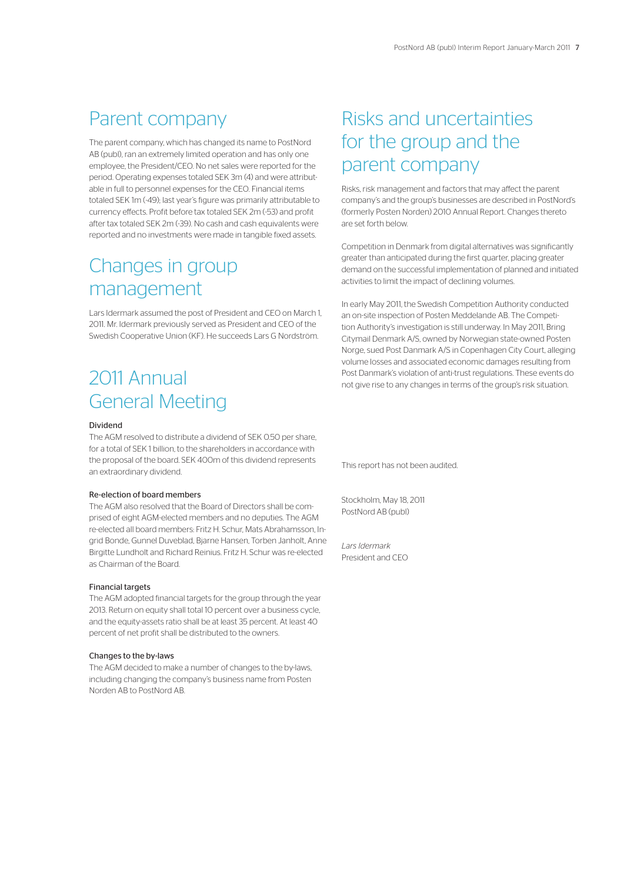# Parent company

The parent company, which has changed its name to PostNord AB (publ), ran an extremely limited operation and has only one employee, the President/CEO. No net sales were reported for the period. Operating expenses totaled SEK 3m (4) and were attributable in full to personnel expenses for the CEO. Financial items totaled SEK 1m (-49); last year's figure was primarily attributable to currency effects. Profit before tax totaled SEK 2m (-53) and profit after tax totaled SEK 2m (-39). No cash and cash equivalents were reported and no investments were made in tangible fixed assets.

# Changes in group management

Lars Idermark assumed the post of President and CEO on March 1, 2011. Mr. Idermark previously served as President and CEO of the Swedish Cooperative Union (KF). He succeeds Lars G Nordström.

# 2011 Annual General Meeting

### Dividend

The AGM resolved to distribute a dividend of SEK 0.50 per share, for a total of SEK 1 billion, to the shareholders in accordance with the proposal of the board. SEK 400m of this dividend represents an extraordinary dividend.

### Re-election of board members

The AGM also resolved that the Board of Directors shall be comprised of eight AGM-elected members and no deputies. The AGM re-elected all board members: Fritz H. Schur, Mats Abrahamsson, Ingrid Bonde, Gunnel Duveblad, Bjarne Hansen, Torben Janholt, Anne Birgitte Lundholt and Richard Reinius. Fritz H. Schur was re-elected as Chairman of the Board.

### Financial targets

The AGM adopted financial targets for the group through the year 2013. Return on equity shall total 10 percent over a business cycle, and the equity-assets ratio shall be at least 35 percent. At least 40 percent of net profit shall be distributed to the owners.

### Changes to the by-laws

The AGM decided to make a number of changes to the by-laws, including changing the company's business name from Posten Norden AB to PostNord AB.

# Risks and uncertainties for the group and the parent company

Risks, risk management and factors that may affect the parent company's and the group's businesses are described in PostNord's (formerly Posten Norden) 2010 Annual Report. Changes thereto are set forth below.

Competition in Denmark from digital alternatives was significantly greater than anticipated during the first quarter, placing greater demand on the successful implementation of planned and initiated activities to limit the impact of declining volumes.

In early May 2011, the Swedish Competition Authority conducted an on-site inspection of Posten Meddelande AB. The Competition Authority's investigation is still underway. In May 2011, Bring Citymail Denmark A/S, owned by Norwegian state-owned Posten Norge, sued Post Danmark A/S in Copenhagen City Court, alleging volume losses and associated economic damages resulting from Post Danmark's violation of anti-trust regulations. These events do not give rise to any changes in terms of the group's risk situation.

This report has not been audited.

Stockholm, May 18, 2011
PostNord AB (publ)

*Lars Idermark*
President and CEO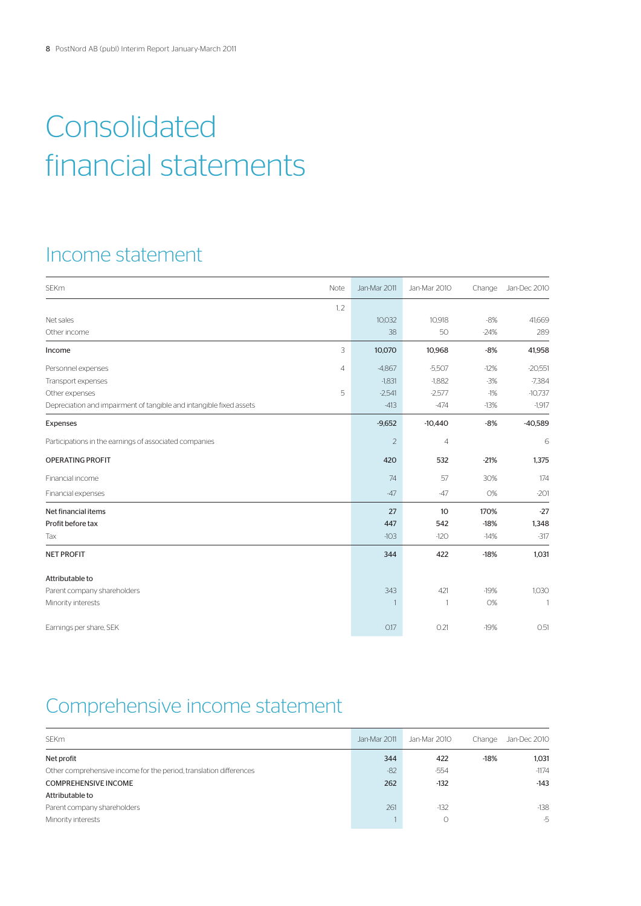# Consolidated financial statements

## Income statement

| SEKm | Note | Jan-Mar 2011 | Jan-Mar 2010 | Change | Jan-Dec 2010 |
|---|---|---|---|---|---|
| | 1, 2 | | | | |
| Net sales | | 10,032 | 10,918 | -8% | 41,669 |
| Other income | | 38 | 50 | -24% | 289 |
| **Income** | 3 | **10,070** | **10,968** | **-8%** | **41,958** |
| Personnel expenses | 4 | -4,867 | -5,507 | -12% | -20,551 |
| Transport expenses | | -1,831 | -1,882 | -3% | -7,384 |
| Other expenses | 5 | -2,541 | -2,577 | -1% | -10,737 |
| Depreciation and impairment of tangible and intangible fixed assets | | -413 | -474 | -13% | -1,917 |
| **Expenses** | | **-9,652** | **-10,440** | **-8%** | **-40,589** |
| Participations in the earnings of associated companies | | 2 | 4 | | 6 |
| **OPERATING PROFIT** | | **420** | **532** | **-21%** | **1,375** |
| Financial income | | 74 | 57 | 30% | 174 |
| Financial expenses | | -47 | -47 | 0% | -201 |
| **Net financial items** | | **27** | **10** | **170%** | **-27** |
| **Profit before tax** | | **447** | **542** | **-18%** | **1,348** |
| Tax | | -103 | -120 | -14% | -317 |
| **NET PROFIT** | | **344** | **422** | **-18%** | **1,031** |
| **Attributable to** | | | | | |
| Parent company shareholders | | 343 | 421 | -19% | 1,030 |
| Minority interests | | 1 | 1 | 0% | 1 |
| Earnings per share, SEK | | 0.17 | 0.21 | -19% | 0.51 |

## Comprehensive income statement

| SEKm | Jan-Mar 2011 | Jan-Mar 2010 | Change | Jan-Dec 2010 |
|---|---|---|---|---|
| **Net profit** | **344** | **422** | **-18%** | **1,031** |
| Other comprehensive income for the period, translation differences | -82 | -554 | | -1,174 |
| **COMPREHENSIVE INCOME** | **262** | **-132** | | **-143** |
| **Attributable to** | | | | |
| Parent company shareholders | 261 | -132 | | -138 |
| Minority interests | 1 | 0 | | -5 |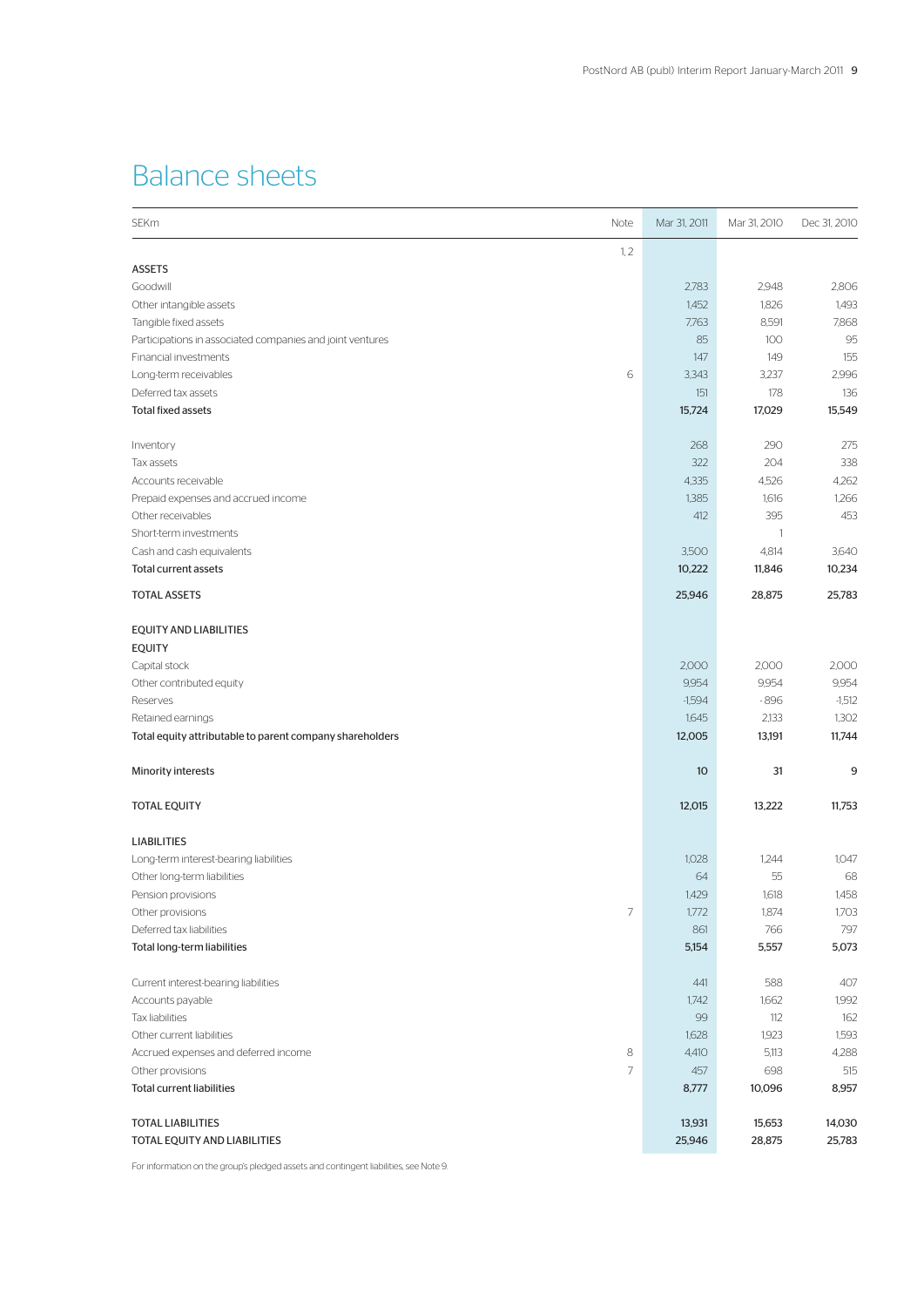# Balance sheets

| SEKm | Note | Mar 31, 2011 | Mar 31, 2010 | Dec 31, 2010 |
|---|---|---|---|---|
| | 1, 2 | | | |
| **ASSETS** | | | | |
| Goodwill | | 2,783 | 2,948 | 2,806 |
| Other intangible assets | | 1,452 | 1,826 | 1,493 |
| Tangible fixed assets | | 7,763 | 8,591 | 7,868 |
| Participations in associated companies and joint ventures | | 85 | 100 | 95 |
| Financial investments | | 147 | 149 | 155 |
| Long-term receivables | 6 | 3,343 | 3,237 | 2,996 |
| Deferred tax assets | | 151 | 178 | 136 |
| **Total fixed assets** | | **15,724** | **17,029** | **15,549** |
| | | | | |
| Inventory | | 268 | 290 | 275 |
| Tax assets | | 322 | 204 | 338 |
| Accounts receivable | | 4,335 | 4,526 | 4,262 |
| Prepaid expenses and accrued income | | 1,385 | 1,616 | 1,266 |
| Other receivables | | 412 | 395 | 453 |
| Short-term investments | | | 1 | |
| Cash and cash equivalents | | 3,500 | 4,814 | 3,640 |
| **Total current assets** | | **10,222** | **11,846** | **10,234** |
| | | | | |
| **TOTAL ASSETS** | | **25,946** | **28,875** | **25,783** |
| | | | | |
| **EQUITY AND LIABILITIES** | | | | |
| **EQUITY** | | | | |
| Capital stock | | 2,000 | 2,000 | 2,000 |
| Other contributed equity | | 9,954 | 9,954 | 9,954 |
| Reserves | | -1,594 | -896 | -1,512 |
| Retained earnings | | 1,645 | 2,133 | 1,302 |
| **Total equity attributable to parent company shareholders** | | **12,005** | **13,191** | **11,744** |
| | | | | |
| **Minority interests** | | **10** | **31** | **9** |
| | | | | |
| **TOTAL EQUITY** | | **12,015** | **13,222** | **11,753** |
| | | | | |
| **LIABILITIES** | | | | |
| Long-term interest-bearing liabilities | | 1,028 | 1,244 | 1,047 |
| Other long-term liabilities | | 64 | 55 | 68 |
| Pension provisions | | 1,429 | 1,618 | 1,458 |
| Other provisions | 7 | 1,772 | 1,874 | 1,703 |
| Deferred tax liabilities | | 861 | 766 | 797 |
| **Total long-term liabilities** | | **5,154** | **5,557** | **5,073** |
| | | | | |
| Current interest-bearing liabilities | | 441 | 588 | 407 |
| Accounts payable | | 1,742 | 1,662 | 1,992 |
| Tax liabilities | | 99 | 112 | 162 |
| Other current liabilities | | 1,628 | 1,923 | 1,593 |
| Accrued expenses and deferred income | 8 | 4,410 | 5,113 | 4,288 |
| Other provisions | 7 | 457 | 698 | 515 |
| **Total current liabilities** | | **8,777** | **10,096** | **8,957** |
| | | | | |
| **TOTAL LIABILITIES** | | **13,931** | **15,653** | **14,030** |
| **TOTAL EQUITY AND LIABILITIES** | | **25,946** | **28,875** | **25,783** |

For information on the group's pledged assets and contingent liabilities, see Note 9.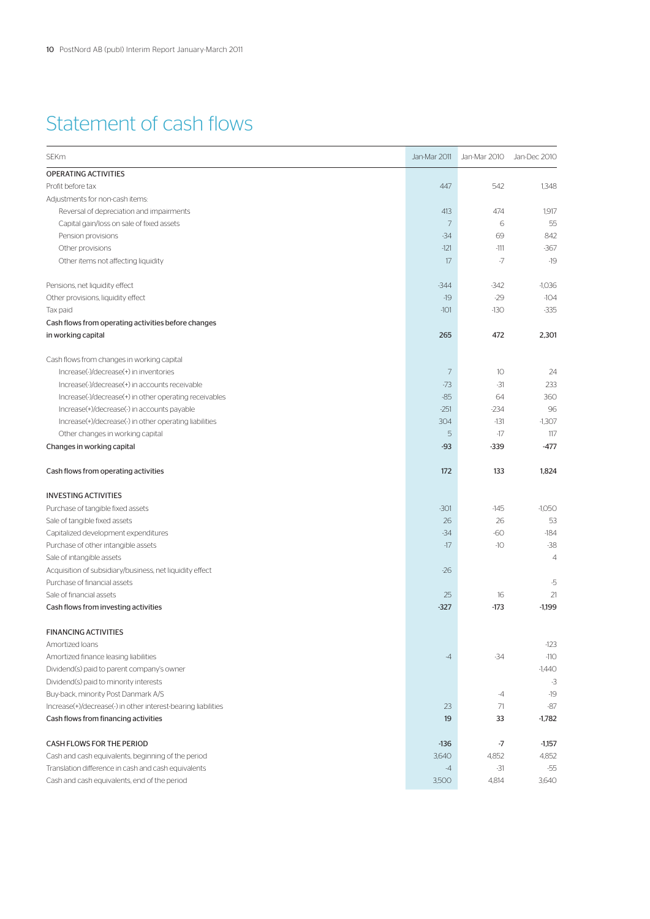# Statement of cash flows

| SEKm | Jan-Mar 2011 | Jan-Mar 2010 | Jan-Dec 2010 |
|---|---|---|---|
| **OPERATING ACTIVITIES** | | | |
| Profit before tax | 447 | 542 | 1,348 |
| Adjustments for non-cash items: | | | |
| Reversal of depreciation and impairments | 413 | 474 | 1,917 |
| Capital gain/loss on sale of fixed assets | 7 | 6 | 55 |
| Pension provisions | -34 | 69 | 842 |
| Other provisions | -121 | -111 | -367 |
| Other items not affecting liquidity | 17 | -7 | -19 |
| Pensions, net liquidity effect | -344 | -342 | -1,036 |
| Other provisions, liquidity effect | -19 | -29 | -104 |
| Tax paid | -101 | -130 | -335 |
| **Cash flows from operating activities before changes in working capital** | **265** | **472** | **2,301** |
| Cash flows from changes in working capital | | | |
| Increase(-)/decrease(+) in inventories | 7 | 10 | 24 |
| Increase(-)/decrease(+) in accounts receivable | -73 | -31 | 233 |
| Increase(-)/decrease(+) in other operating receivables | -85 | 64 | 360 |
| Increase(+)/decrease(-) in accounts payable | -251 | -234 | 96 |
| Increase(+)/decrease(-) in other operating liabilities | 304 | -131 | -1,307 |
| Other changes in working capital | 5 | -17 | 117 |
| **Changes in working capital** | **-93** | **-339** | **-477** |
| **Cash flows from operating activities** | **172** | **133** | **1,824** |
| **INVESTING ACTIVITIES** | | | |
| Purchase of tangible fixed assets | -301 | -145 | -1,050 |
| Sale of tangible fixed assets | 26 | 26 | 53 |
| Capitalized development expenditures | -34 | -60 | -184 |
| Purchase of other intangible assets | -17 | -10 | -38 |
| Sale of intangible assets | | | 4 |
| Acquisition of subsidiary/business, net liquidity effect | -26 | | |
| Purchase of financial assets | | | -5 |
| Sale of financial assets | 25 | 16 | 21 |
| **Cash flows from investing activities** | **-327** | **-173** | **-1,199** |
| **FINANCING ACTIVITIES** | | | |
| Amortized loans | | | -123 |
| Amortized finance leasing liabilities | -4 | -34 | -110 |
| Dividend(s) paid to parent company's owner | | | -1,440 |
| Dividend(s) paid to minority interests | | | -3 |
| Buy-back, minority Post Danmark A/S | | -4 | -19 |
| Increase(+)/decrease(-) in other interest-bearing liabilities | 23 | 71 | -87 |
| **Cash flows from financing activities** | **19** | **33** | **-1,782** |
| **CASH FLOWS FOR THE PERIOD** | **-136** | **-7** | **-1,157** |
| Cash and cash equivalents, beginning of the period | 3,640 | 4,852 | 4,852 |
| Translation difference in cash and cash equivalents | -4 | -31 | -55 |
| Cash and cash equivalents, end of the period | 3,500 | 4,814 | 3,640 |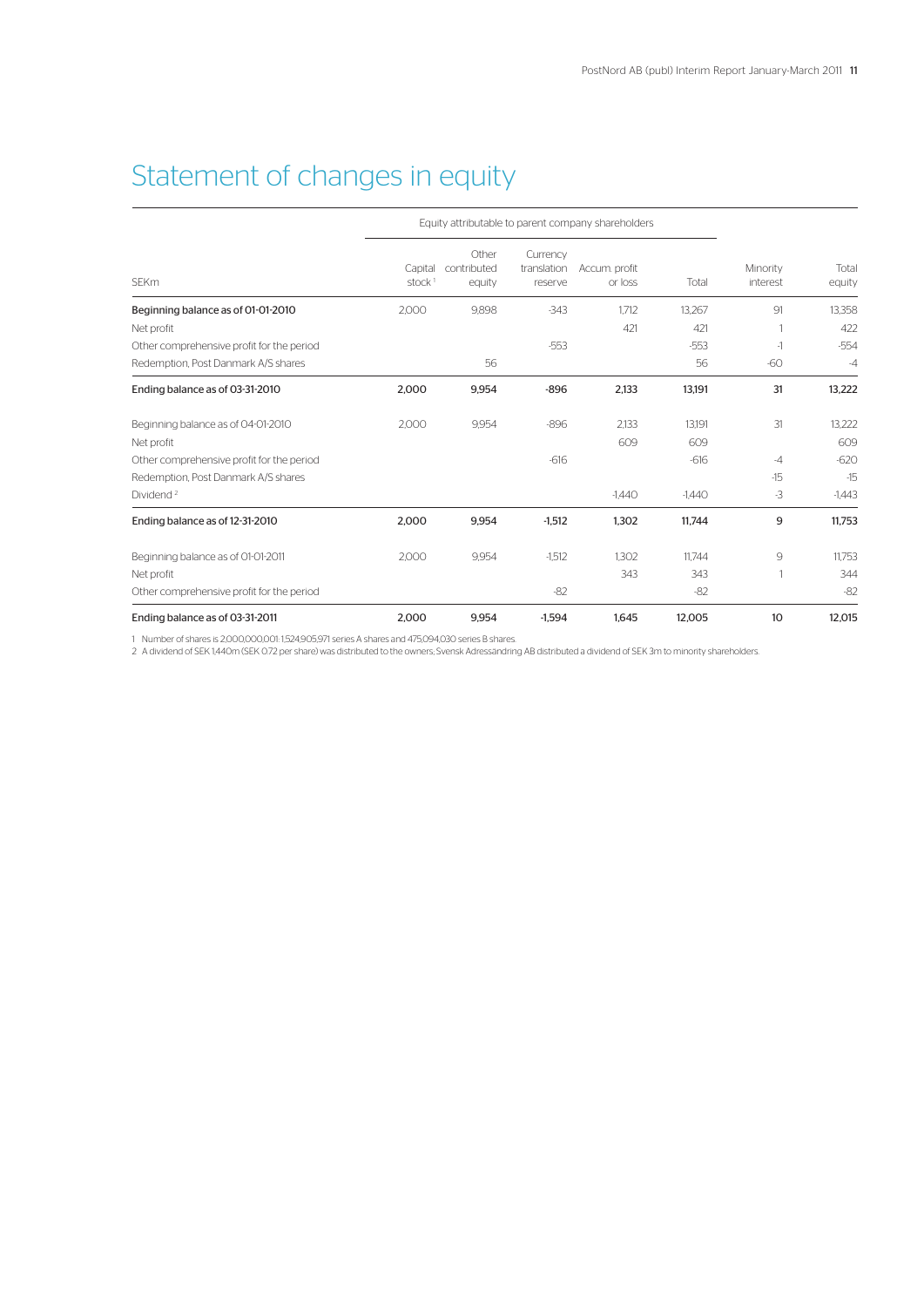# Statement of changes in equity

| SEKm | Equity attributable to parent company shareholders | | | | | Minority interest | Total equity |
|---|---|---|---|---|---|---|---|
| | Capital stock [1] | Other contributed equity | Currency translation reserve | Accum. profit or loss | Total | | |
| Beginning balance as of 01-01-2010 | 2,000 | 9,898 | -343 | 1,712 | 13,267 | 91 | 13,358 |
| Net profit | | | | 421 | 421 | 1 | 422 |
| Other comprehensive profit for the period | | | -553 | | -553 | -1 | -554 |
| Redemption, Post Danmark A/S shares | | 56 | | | 56 | -60 | -4 |
| **Ending balance as of 03-31-2010** | **2,000** | **9,954** | **-896** | **2,133** | **13,191** | **31** | **13,222** |
| Beginning balance as of 04-01-2010 | 2,000 | 9,954 | -896 | 2,133 | 13,191 | 31 | 13,222 |
| Net profit | | | | 609 | 609 | | 609 |
| Other comprehensive profit for the period | | | -616 | | -616 | -4 | -620 |
| Redemption, Post Danmark A/S shares | | | | | | -15 | -15 |
| Dividend [2] | | | | -1,440 | -1,440 | -3 | -1,443 |
| **Ending balance as of 12-31-2010** | **2,000** | **9,954** | **-1,512** | **1,302** | **11,744** | **9** | **11,753** |
| Beginning balance as of 01-01-2011 | 2,000 | 9,954 | -1,512 | 1,302 | 11,744 | 9 | 11,753 |
| Net profit | | | | 343 | 343 | 1 | 344 |
| Other comprehensive profit for the period | | | -82 | | -82 | | -82 |
| **Ending balance as of 03-31-2011** | **2,000** | **9,954** | **-1,594** | **1,645** | **12,005** | **10** | **12,015** |

1 Number of shares is 2,000,000,001: 1,524,905,971 series A shares and 475,094,030 series B shares.

2 A dividend of SEK 1,440m (SEK 0.72 per share) was distributed to the owners; Svensk Adressändring AB distributed a dividend of SEK 3m to minority shareholders.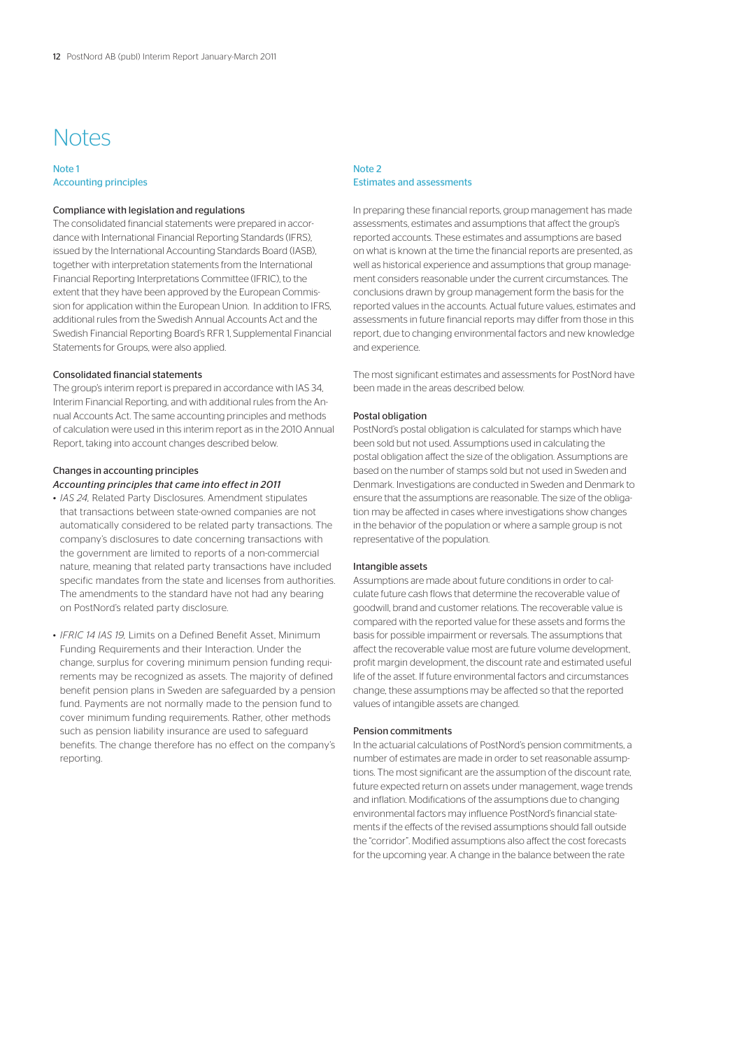# Notes

## Note 1
## Accounting principles

### Compliance with legislation and regulations

The consolidated financial statements were prepared in accordance with International Financial Reporting Standards (IFRS), issued by the International Accounting Standards Board (IASB), together with interpretation statements from the International Financial Reporting Interpretations Committee (IFRIC), to the extent that they have been approved by the European Commission for application within the European Union. In addition to IFRS, additional rules from the Swedish Annual Accounts Act and the Swedish Financial Reporting Board's RFR 1, Supplemental Financial Statements for Groups, were also applied.

### Consolidated financial statements

The group's interim report is prepared in accordance with IAS 34, Interim Financial Reporting, and with additional rules from the Annual Accounts Act. The same accounting principles and methods of calculation were used in this interim report as in the 2010 Annual Report, taking into account changes described below.

### Changes in accounting principles

*Accounting principles that came into effect in 2011*

- *IAS 24*, Related Party Disclosures. Amendment stipulates that transactions between state-owned companies are not automatically considered to be related party transactions. The company's disclosures to date concerning transactions with the government are limited to reports of a non-commercial nature, meaning that related party transactions have included specific mandates from the state and licenses from authorities. The amendments to the standard have not had any bearing on PostNord's related party disclosure.

- *IFRIC 14 IAS 19*, Limits on a Defined Benefit Asset, Minimum Funding Requirements and their Interaction. Under the change, surplus for covering minimum pension funding requirements may be recognized as assets. The majority of defined benefit pension plans in Sweden are safeguarded by a pension fund. Payments are not normally made to the pension fund to cover minimum funding requirements. Rather, other methods such as pension liability insurance are used to safeguard benefits. The change therefore has no effect on the company's reporting.

## Note 2
## Estimates and assessments

In preparing these financial reports, group management has made assessments, estimates and assumptions that affect the group's reported accounts. These estimates and assumptions are based on what is known at the time the financial reports are presented, as well as historical experience and assumptions that group management considers reasonable under the current circumstances. The conclusions drawn by group management form the basis for the reported values in the accounts. Actual future values, estimates and assessments in future financial reports may differ from those in this report, due to changing environmental factors and new knowledge and experience.

The most significant estimates and assessments for PostNord have been made in the areas described below.

### Postal obligation

PostNord's postal obligation is calculated for stamps which have been sold but not used. Assumptions used in calculating the postal obligation affect the size of the obligation. Assumptions are based on the number of stamps sold but not used in Sweden and Denmark. Investigations are conducted in Sweden and Denmark to ensure that the assumptions are reasonable. The size of the obligation may be affected in cases where investigations show changes in the behavior of the population or where a sample group is not representative of the population.

### Intangible assets

Assumptions are made about future conditions in order to calculate future cash flows that determine the recoverable value of goodwill, brand and customer relations. The recoverable value is compared with the reported value for these assets and forms the basis for possible impairment or reversals. The assumptions that affect the recoverable value most are future volume development, profit margin development, the discount rate and estimated useful life of the asset. If future environmental factors and circumstances change, these assumptions may be affected so that the reported values of intangible assets are changed.

### Pension commitments

In the actuarial calculations of PostNord's pension commitments, a number of estimates are made in order to set reasonable assumptions. The most significant are the assumption of the discount rate, future expected return on assets under management, wage trends and inflation. Modifications of the assumptions due to changing environmental factors may influence PostNord's financial statements if the effects of the revised assumptions should fall outside the "corridor". Modified assumptions also affect the cost forecasts for the upcoming year. A change in the balance between the rate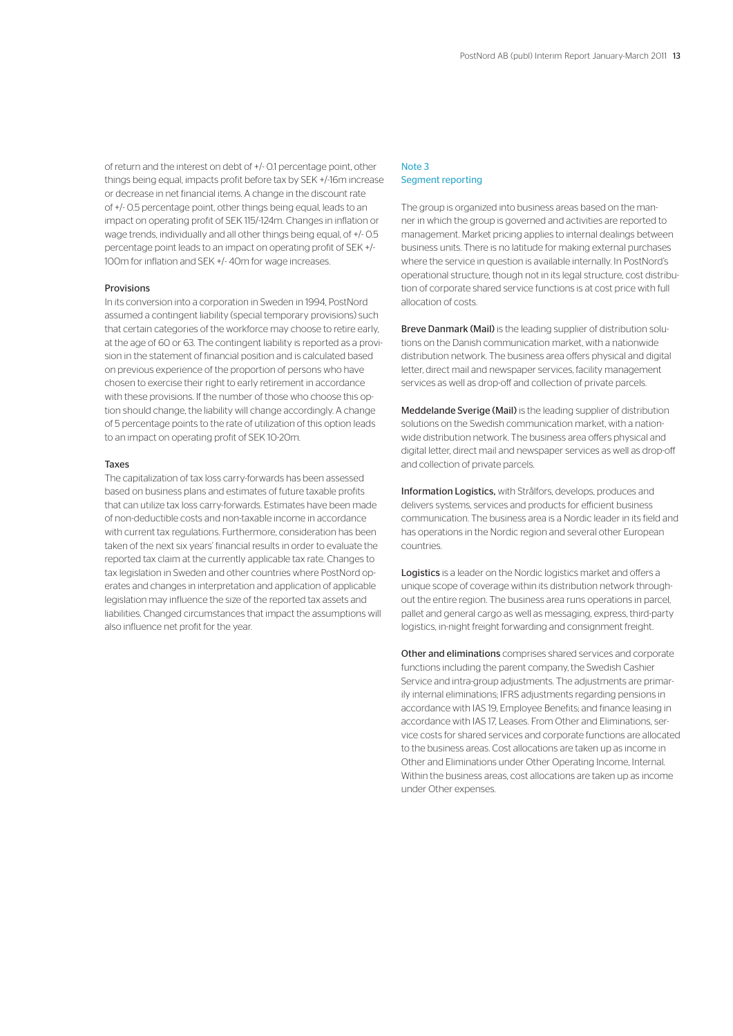of return and the interest on debt of +/- 0.1 percentage point, other things being equal, impacts profit before tax by SEK +/-16m increase or decrease in net financial items. A change in the discount rate of +/- 0.5 percentage point, other things being equal, leads to an impact on operating profit of SEK 115/-124m. Changes in inflation or wage trends, individually and all other things being equal, of +/- 0.5 percentage point leads to an impact on operating profit of SEK +/- 100m for inflation and SEK +/- 40m for wage increases.

### Provisions

In its conversion into a corporation in Sweden in 1994, PostNord assumed a contingent liability (special temporary provisions) such that certain categories of the workforce may choose to retire early, at the age of 60 or 63. The contingent liability is reported as a provision in the statement of financial position and is calculated based on previous experience of the proportion of persons who have chosen to exercise their right to early retirement in accordance with these provisions. If the number of those who choose this option should change, the liability will change accordingly. A change of 5 percentage points to the rate of utilization of this option leads to an impact on operating profit of SEK 10-20m.

### Taxes

The capitalization of tax loss carry-forwards has been assessed based on business plans and estimates of future taxable profits that can utilize tax loss carry-forwards. Estimates have been made of non-deductible costs and non-taxable income in accordance with current tax regulations. Furthermore, consideration has been taken of the next six years' financial results in order to evaluate the reported tax claim at the currently applicable tax rate. Changes to tax legislation in Sweden and other countries where PostNord operates and changes in interpretation and application of applicable legislation may influence the size of the reported tax assets and liabilities. Changed circumstances that impact the assumptions will also influence net profit for the year.

## Note 3
## Segment reporting

The group is organized into business areas based on the manner in which the group is governed and activities are reported to management. Market pricing applies to internal dealings between business units. There is no latitude for making external purchases where the service in question is available internally. In PostNord's operational structure, though not in its legal structure, cost distribution of corporate shared service functions is at cost price with full allocation of costs.

**Breve Danmark (Mail)** is the leading supplier of distribution solutions on the Danish communication market, with a nationwide distribution network. The business area offers physical and digital letter, direct mail and newspaper services, facility management services as well as drop-off and collection of private parcels.

**Meddelande Sverige (Mail)** is the leading supplier of distribution solutions on the Swedish communication market, with a nationwide distribution network. The business area offers physical and digital letter, direct mail and newspaper services as well as drop-off and collection of private parcels.

**Information Logistics,** with Strålfors, develops, produces and delivers systems, services and products for efficient business communication. The business area is a Nordic leader in its field and has operations in the Nordic region and several other European countries.

**Logistics** is a leader on the Nordic logistics market and offers a unique scope of coverage within its distribution network throughout the entire region. The business area runs operations in parcel, pallet and general cargo as well as messaging, express, third-party logistics, in-night freight forwarding and consignment freight.

**Other and eliminations** comprises shared services and corporate functions including the parent company, the Swedish Cashier Service and intra-group adjustments. The adjustments are primarily internal eliminations; IFRS adjustments regarding pensions in accordance with IAS 19, Employee Benefits; and finance leasing in accordance with IAS 17, Leases. From Other and Eliminations, service costs for shared services and corporate functions are allocated to the business areas. Cost allocations are taken up as income in Other and Eliminations under Other Operating Income, Internal. Within the business areas, cost allocations are taken up as income under Other expenses.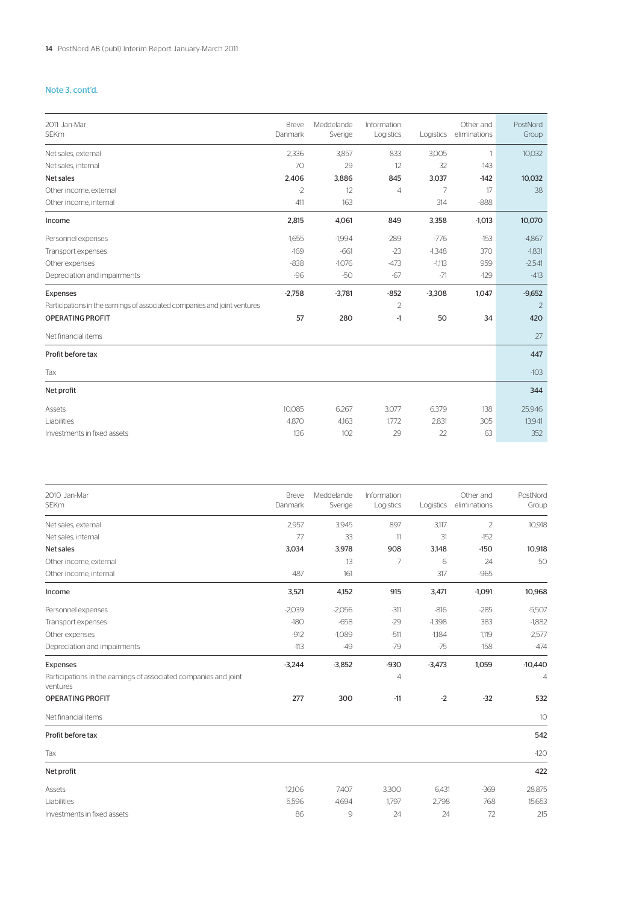## Note 3, cont'd.

| 2011 Jan-Mar SEKm | Breve Danmark | Meddelande Sverige | Information Logistics | Logistics | Other and eliminations | PostNord Group |
|---|---|---|---|---|---|---|
| Net sales, external | 2,336 | 3,857 | 833 | 3,005 | 1 | 10,032 |
| Net sales, internal | 70 | 29 | 12 | 32 | -143 | |
| **Net sales** | **2,406** | **3,886** | **845** | **3,037** | **-142** | **10,032** |
| Other income, external | -2 | 12 | 4 | 7 | 17 | 38 |
| Other income, internal | 411 | 163 | | 314 | -888 | |
| Income | 2,815 | 4,061 | 849 | 3,358 | -1,013 | 10,070 |
| Personnel expenses | -1,655 | -1,994 | -289 | -776 | -153 | -4,867 |
| Transport expenses | -169 | -661 | -23 | -1,348 | 370 | -1,831 |
| Other expenses | -838 | -1,076 | -473 | -1,113 | 959 | -2,541 |
| Depreciation and impairments | -96 | -50 | -67 | -71 | -129 | -413 |
| Expenses | -2,758 | -3,781 | -852 | -3,308 | 1,047 | -9,652 |
| Participations in the earnings of associated companies and joint ventures | | | 2 | | | 2 |
| OPERATING PROFIT | 57 | 280 | -1 | 50 | 34 | 420 |
| Net financial items | | | | | | 27 |
| Profit before tax | | | | | | 447 |
| Tax | | | | | | -103 |
| Net profit | | | | | | 344 |
| Assets | 10,085 | 6,267 | 3,077 | 6,379 | 138 | 25,946 |
| Liabilities | 4,870 | 4,163 | 1,772 | 2,831 | 305 | 13,941 |
| Investments in fixed assets | 136 | 102 | 29 | 22 | 63 | 352 |

| 2010 Jan-Mar SEKm | Breve Danmark | Meddelande Sverige | Information Logistics | Logistics | Other and eliminations | PostNord Group |
|---|---|---|---|---|---|---|
| Net sales, external | 2,957 | 3,945 | 897 | 3,117 | 2 | 10,918 |
| Net sales, internal | 77 | 33 | 11 | 31 | -152 | |
| **Net sales** | **3,034** | **3,978** | **908** | **3,148** | **-150** | **10,918** |
| Other income, external | | 13 | 7 | 6 | 24 | 50 |
| Other income, internal | 487 | 161 | | 317 | -965 | |
| Income | 3,521 | 4,152 | 915 | 3,471 | -1,091 | 10,968 |
| Personnel expenses | -2,039 | -2,056 | -311 | -816 | -285 | -5,507 |
| Transport expenses | -180 | -658 | -29 | -1,398 | 383 | -1,882 |
| Other expenses | -912 | -1,089 | -511 | -1,184 | 1,119 | -2,577 |
| Depreciation and impairments | -113 | -49 | -79 | -75 | -158 | -474 |
| Expenses | -3,244 | -3,852 | -930 | -3,473 | 1,059 | -10,440 |
| Participations in the earnings of associated companies and joint ventures | | | 4 | | | 4 |
| OPERATING PROFIT | 277 | 300 | -11 | -2 | -32 | 532 |
| Net financial items | | | | | | 10 |
| Profit before tax | | | | | | 542 |
| Tax | | | | | | -120 |
| Net profit | | | | | | 422 |
| Assets | 12,106 | 7,407 | 3,300 | 6,431 | -369 | 28,875 |
| Liabilities | 5,596 | 4,694 | 1,797 | 2,798 | 768 | 15,653 |
| Investments in fixed assets | 86 | 9 | 24 | 24 | 72 | 215 |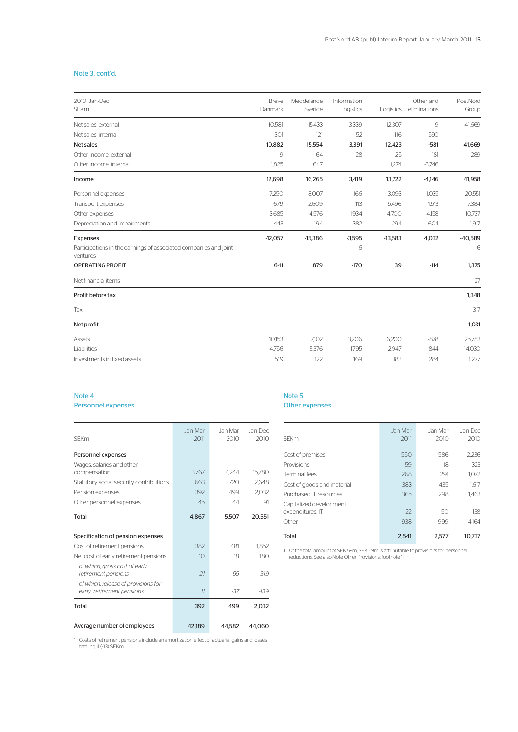## Note 3, cont'd.

| 2010 Jan-Dec SEKm | Breve Danmark | Meddelande Sverige | Information Logistics | Logistics | Other and eliminations | PostNord Group |
|---|---|---|---|---|---|---|
| Net sales, external | 10,581 | 15,433 | 3,339 | 12,307 | 9 | 41,669 |
| Net sales, internal | 301 | 121 | 52 | 116 | -590 | |
| **Net sales** | **10,882** | **15,554** | **3,391** | **12,423** | **-581** | **41,669** |
| Other income, external | -9 | 64 | 28 | 25 | 181 | 289 |
| Other income, internal | 1,825 | 647 | | 1,274 | -3,746 | |
| Income | 12,698 | 16,265 | 3,419 | 13,722 | -4,146 | 41,958 |
| Personnel expenses | -7,250 | -8,007 | -1,166 | -3,093 | -1,035 | -20,551 |
| Transport expenses | -679 | -2,609 | -113 | -5,496 | 1,513 | -7,384 |
| Other expenses | -3,685 | -4,576 | -1,934 | -4,700 | 4,158 | -10,737 |
| Depreciation and impairments | -443 | -194 | -382 | -294 | -604 | -1,917 |
| Expenses | -12,057 | -15,386 | -3,595 | -13,583 | 4,032 | -40,589 |
| Participations in the earnings of associated companies and joint ventures | | | 6 | | | 6 |
| OPERATING PROFIT | 641 | 879 | -170 | 139 | -114 | 1,375 |
| Net financial items | | | | | | -27 |
| Profit before tax | | | | | | 1,348 |
| Tax | | | | | | -317 |
| Net profit | | | | | | 1,031 |
| Assets | 10,153 | 7,102 | 3,206 | 6,200 | -878 | 25,783 |
| Liabilities | 4,756 | 5,376 | 1,795 | 2,947 | -844 | 14,030 |
| Investments in fixed assets | 519 | 122 | 169 | 183 | 284 | 1,277 |

## Note 4
## Personnel expenses

| SEKm | Jan-Mar 2011 | Jan-Mar 2010 | Jan-Dec 2010 |
|---|---|---|---|
| **Personnel expenses** | | | |
| Wages, salaries and other compensation | 3,767 | 4,244 | 15,780 |
| Statutory social security contributions | 663 | 720 | 2,648 |
| Pension expenses | 392 | 499 | 2,032 |
| Other personnel expenses | 45 | 44 | 91 |
| **Total** | **4,867** | **5,507** | **20,551** |
| **Specification of pension expenses** | | | |
| Cost of retirement pensions [1] | 382 | 481 | 1,852 |
| Net cost of early retirement pensions | 10 | 18 | 180 |
| *of which, gross cost of early retirement pensions* | *21* | *55* | *319* |
| *of which, release of provisions for early retirement pensions* | *11* | *-37* | *-139* |
| **Total** | **392** | **499** | **2,032** |
| **Average number of employees** | **42,189** | **44,582** | **44,060** |

1 Costs of retirement pensions include an amortization effect of actuarial gains and losses totaling 4 (-33) SEKm.

## Note 5
## Other expenses

| SEKm | Jan-Mar 2011 | Jan-Mar 2010 | Jan-Dec 2010 |
|---|---|---|---|
| Cost of premises | 550 | 586 | 2,236 |
| Provisions [1] | 59 | 18 | 323 |
| Terminal fees | 268 | 291 | 1,072 |
| Cost of goods and material | 383 | 435 | 1,617 |
| Purchased IT resources | 365 | 298 | 1,463 |
| Capitalized development expenditures, IT | -22 | -50 | -138 |
| Other | 938 | 999 | 4,164 |
| **Total** | **2,541** | **2,577** | **10,737** |

1 Of the total amount of SEK 59m, SEK 59m is attributable to provisions for personnel reductions. See also Note Other Provisions, footnote 1.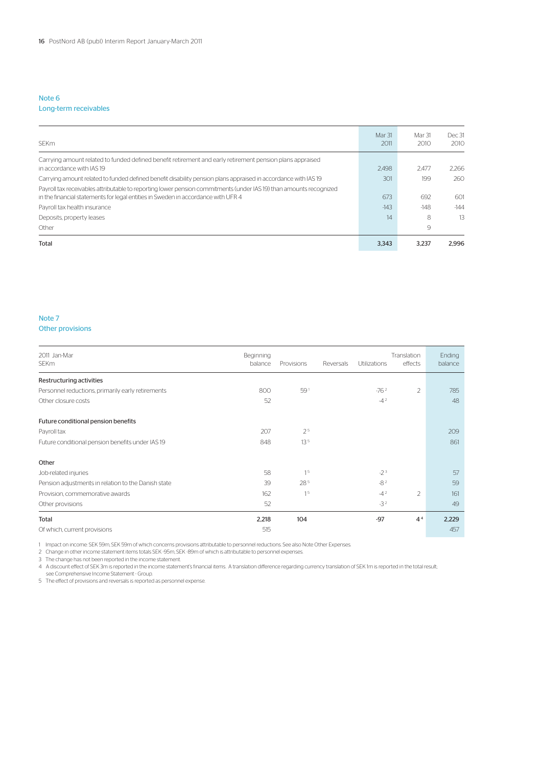## Note 6
## Long-term receivables

| SEKm | Mar 31 2011 | Mar 31 2010 | Dec 31 2010 |
|---|---|---|---|
| Carrying amount related to funded defined benefit retirement and early retirement pension plans appraised in accordance with IAS 19 | 2,498 | 2,477 | 2,266 |
| Carrying amount related to funded defined benefit disability pension plans appraised in accordance with IAS 19 | 301 | 199 | 260 |
| Payroll tax receivables attributable to reporting lower pension commitments (under IAS 19) than amounts recognized in the financial statements for legal entities in Sweden in accordance with UFR 4 | 673 | 692 | 601 |
| Payroll tax health insurance | -143 | -148 | -144 |
| Deposits, property leases | 14 | 8 | 13 |
| Other | | 9 | |
| **Total** | **3,343** | **3,237** | **2,996** |

## Note 7
## Other provisions

| 2011 Jan-Mar SEKm | Beginning balance | Provisions | Reversals | Utilizations | Translation effects | Ending balance |
|---|---|---|---|---|---|---|
| **Restructuring activities** | | | | | | |
| Personnel reductions, primarily early retirements | 800 | 59[1] | | -76[2] | 2 | 785 |
| Other closure costs | 52 | | | -4[2] | | 48 |
| **Future conditional pension benefits** | | | | | | |
| Payroll tax | 207 | 2[5] | | | | 209 |
| Future conditional pension benefits under IAS 19 | 848 | 13[5] | | | | 861 |
| **Other** | | | | | | |
| Job-related injuries | 58 | 1[5] | | -2[3] | | 57 |
| Pension adjustments in relation to the Danish state | 39 | 28[5] | | -8[2] | | 59 |
| Provision, commemorative awards | 162 | 1[5] | | -4[2] | 2 | 161 |
| Other provisions | 52 | | | -3[2] | | 49 |
| **Total** | **2,218** | **104** | | **-97** | **4[4]** | **2,229** |
| Of which, current provisions | 515 | | | | | 457 |

1 Impact on income: SEK 59m, SEK 59m of which concerns provisions attributable to personnel reductions. See also Note Other Expenses.

2 Change in other income statement items totals SEK -95m, SEK -89m of which is attributable to personnel expenses.

3 The change has not been reported in the income statement.

4 A discount effect of SEK 3m is reported in the income statement's financial items. A translation difference regarding currency translation of SEK 1m is reported in the total result; see Comprehensive Income Statement - Group.

5 The effect of provisions and reversals is reported as personnel expense.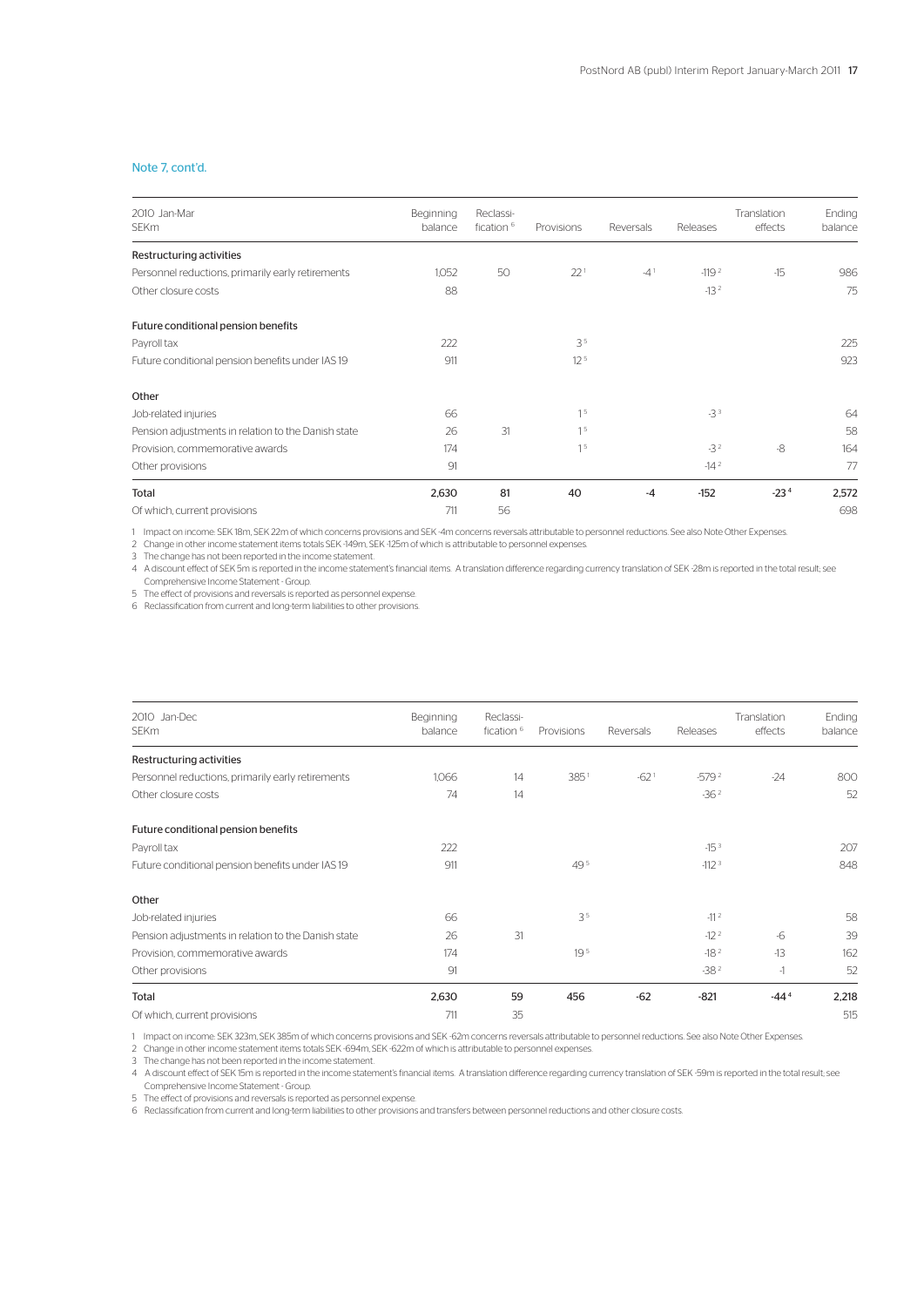### Note 7, cont'd.

| 2010 Jan-Mar<br>SEKm | Beginning balance | Reclassi-fication [6] | Provisions | Reversals | Releases | Translation effects | Ending balance |
|---|---|---|---|---|---|---|---|
| **Restructuring activities** | | | | | | | |
| Personnel reductions, primarily early retirements | 1,052 | 50 | 22 [1] | -4 [1] | -119 [2] | -15 | 986 |
| Other closure costs | 88 | | | | -13 [2] | | 75 |
| **Future conditional pension benefits** | | | | | | | |
| Payroll tax | 222 | | 3 [5] | | | | 225 |
| Future conditional pension benefits under IAS 19 | 911 | | 12 [5] | | | | 923 |
| **Other** | | | | | | | |
| Job-related injuries | 66 | | 1 [5] | | -3 [3] | | 64 |
| Pension adjustments in relation to the Danish state | 26 | 31 | 1 [5] | | | | 58 |
| Provision, commemorative awards | 174 | | 1 [5] | | -3 [2] | -8 | 164 |
| Other provisions | 91 | | | | -14 [2] | | 77 |
| **Total** | **2,630** | **81** | **40** | **-4** | **-152** | **-23 [4]** | **2,572** |
| Of which, current provisions | 711 | 56 | | | | | 698 |

1 Impact on income: SEK 18m, SEK 22m of which concerns provisions and SEK -4m concerns reversals attributable to personnel reductions. See also Note Other Expenses.
2 Change in other income statement items totals SEK -149m, SEK -125m of which is attributable to personnel expenses.
3 The change has not been reported in the income statement.
4 A discount effect of SEK 5m is reported in the income statement's financial items. A translation difference regarding currency translation of SEK -28m is reported in the total result; see Comprehensive Income Statement - Group.
5 The effect of provisions and reversals is reported as personnel expense.
6 Reclassification from current and long-term liabilities to other provisions.

| 2010 Jan-Dec<br>SEKm | Beginning balance | Reclassi-fication [6] | Provisions | Reversals | Releases | Translation effects | Ending balance |
|---|---|---|---|---|---|---|---|
| **Restructuring activities** | | | | | | | |
| Personnel reductions, primarily early retirements | 1,066 | 14 | 385 [1] | -62 [1] | -579 [2] | -24 | 800 |
| Other closure costs | 74 | 14 | | | -36 [2] | | 52 |
| **Future conditional pension benefits** | | | | | | | |
| Payroll tax | 222 | | | | -15 [3] | | 207 |
| Future conditional pension benefits under IAS 19 | 911 | | 49 [5] | | -112 [3] | | 848 |
| **Other** | | | | | | | |
| Job-related injuries | 66 | | 3 [5] | | -11 [2] | | 58 |
| Pension adjustments in relation to the Danish state | 26 | 31 | | | -12 [2] | -6 | 39 |
| Provision, commemorative awards | 174 | | 19 [5] | | -18 [2] | -13 | 162 |
| Other provisions | 91 | | | | -38 [2] | -1 | 52 |
| **Total** | **2,630** | **59** | **456** | **-62** | **-821** | **-44 [4]** | **2,218** |
| Of which, current provisions | 711 | 35 | | | | | 515 |

1 Impact on income: SEK 323m, SEK 385m of which concerns provisions and SEK -62m concerns reversals attributable to personnel reductions. See also Note Other Expenses.
2 Change in other income statement items totals SEK -694m, SEK -622m of which is attributable to personnel expenses.
3 The change has not been reported in the income statement.
4 A discount effect of SEK 15m is reported in the income statement's financial items. A translation difference regarding currency translation of SEK -59m is reported in the total result; see Comprehensive Income Statement - Group.
5 The effect of provisions and reversals is reported as personnel expense.
6 Reclassification from current and long-term liabilities to other provisions and transfers between personnel reductions and other closure costs.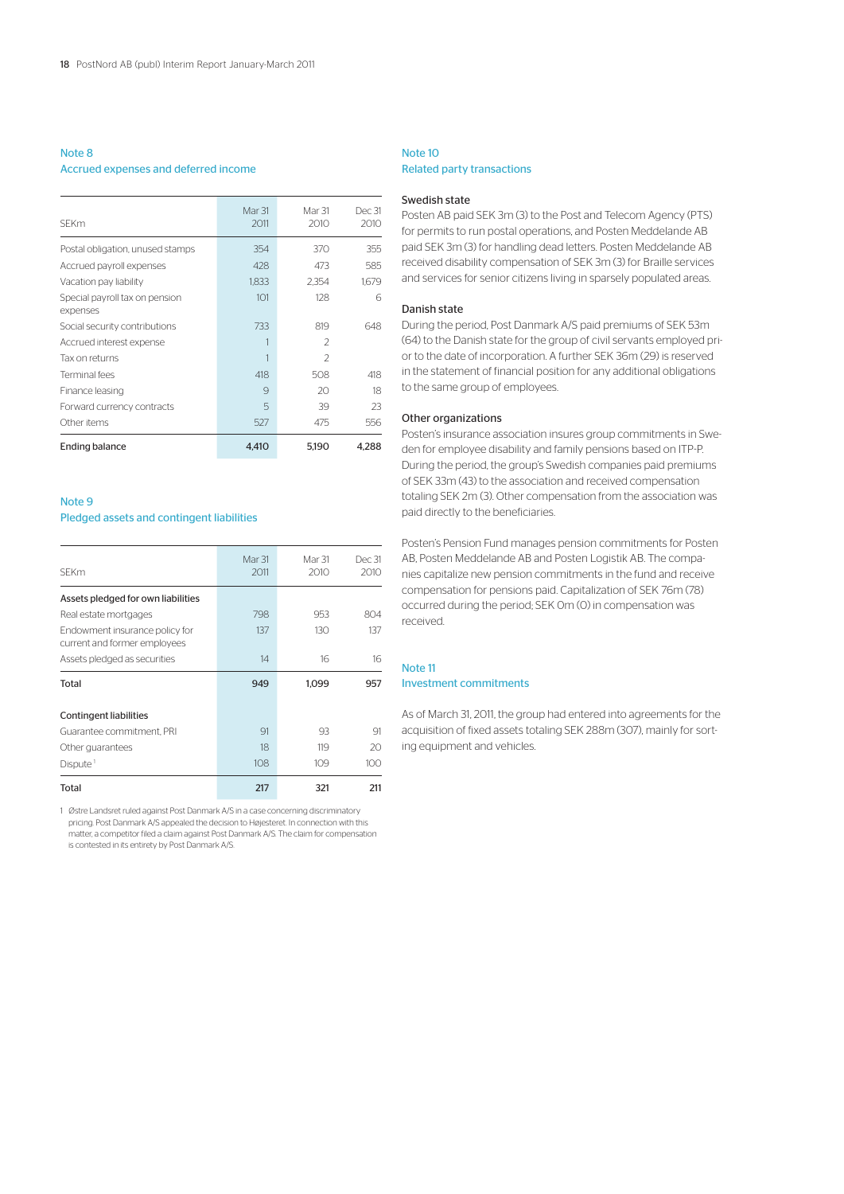## Note 8
### Accrued expenses and deferred income

| SEKm | Mar 31 2011 | Mar 31 2010 | Dec 31 2010 |
|---|---|---|---|
| Postal obligation, unused stamps | 354 | 370 | 355 |
| Accrued payroll expenses | 428 | 473 | 585 |
| Vacation pay liability | 1,833 | 2,354 | 1,679 |
| Special payroll tax on pension expenses | 101 | 128 | 6 |
| Social security contributions | 733 | 819 | 648 |
| Accrued interest expense | 1 | 2 | |
| Tax on returns | 1 | 2 | |
| Terminal fees | 418 | 508 | 418 |
| Finance leasing | 9 | 20 | 18 |
| Forward currency contracts | 5 | 39 | 23 |
| Other items | 527 | 475 | 556 |
| **Ending balance** | **4,410** | **5,190** | **4,288** |

## Note 9
### Pledged assets and contingent liabilities

| SEKm | Mar 31 2011 | Mar 31 2010 | Dec 31 2010 |
|---|---|---|---|
| **Assets pledged for own liabilities** | | | |
| Real estate mortgages | 798 | 953 | 804 |
| Endowment insurance policy for current and former employees | 137 | 130 | 137 |
| Assets pledged as securities | 14 | 16 | 16 |
| **Total** | **949** | **1,099** | **957** |
| | | | |
| **Contingent liabilities** | | | |
| Guarantee commitment, PRI | 91 | 93 | 91 |
| Other guarantees | 18 | 119 | 20 |
| Dispute[1] | 108 | 109 | 100 |
| **Total** | **217** | **321** | **211** |

1 Østre Landsret ruled against Post Danmark A/S in a case concerning discriminatory pricing. Post Danmark A/S appealed the decision to Højesteret. In connection with this matter, a competitor filed a claim against Post Danmark A/S. The claim for compensation is contested in its entirety by Post Danmark A/S.

## Note 10
### Related party transactions

**Swedish state**

Posten AB paid SEK 3m (3) to the Post and Telecom Agency (PTS) for permits to run postal operations, and Posten Meddelande AB paid SEK 3m (3) for handling dead letters. Posten Meddelande AB received disability compensation of SEK 3m (3) for Braille services and services for senior citizens living in sparsely populated areas.

**Danish state**

During the period, Post Danmark A/S paid premiums of SEK 53m (64) to the Danish state for the group of civil servants employed prior to the date of incorporation. A further SEK 36m (29) is reserved in the statement of financial position for any additional obligations to the same group of employees.

**Other organizations**

Posten's insurance association insures group commitments in Sweden for employee disability and family pensions based on ITP-P. During the period, the group's Swedish companies paid premiums of SEK 33m (43) to the association and received compensation totaling SEK 2m (3). Other compensation from the association was paid directly to the beneficiaries.

Posten's Pension Fund manages pension commitments for Posten AB, Posten Meddelande AB and Posten Logistik AB. The companies capitalize new pension commitments in the fund and receive compensation for pensions paid. Capitalization of SEK 76m (78) occurred during the period; SEK 0m (0) in compensation was received.

## Note 11
### Investment commitments

As of March 31, 2011, the group had entered into agreements for the acquisition of fixed assets totaling SEK 288m (307), mainly for sorting equipment and vehicles.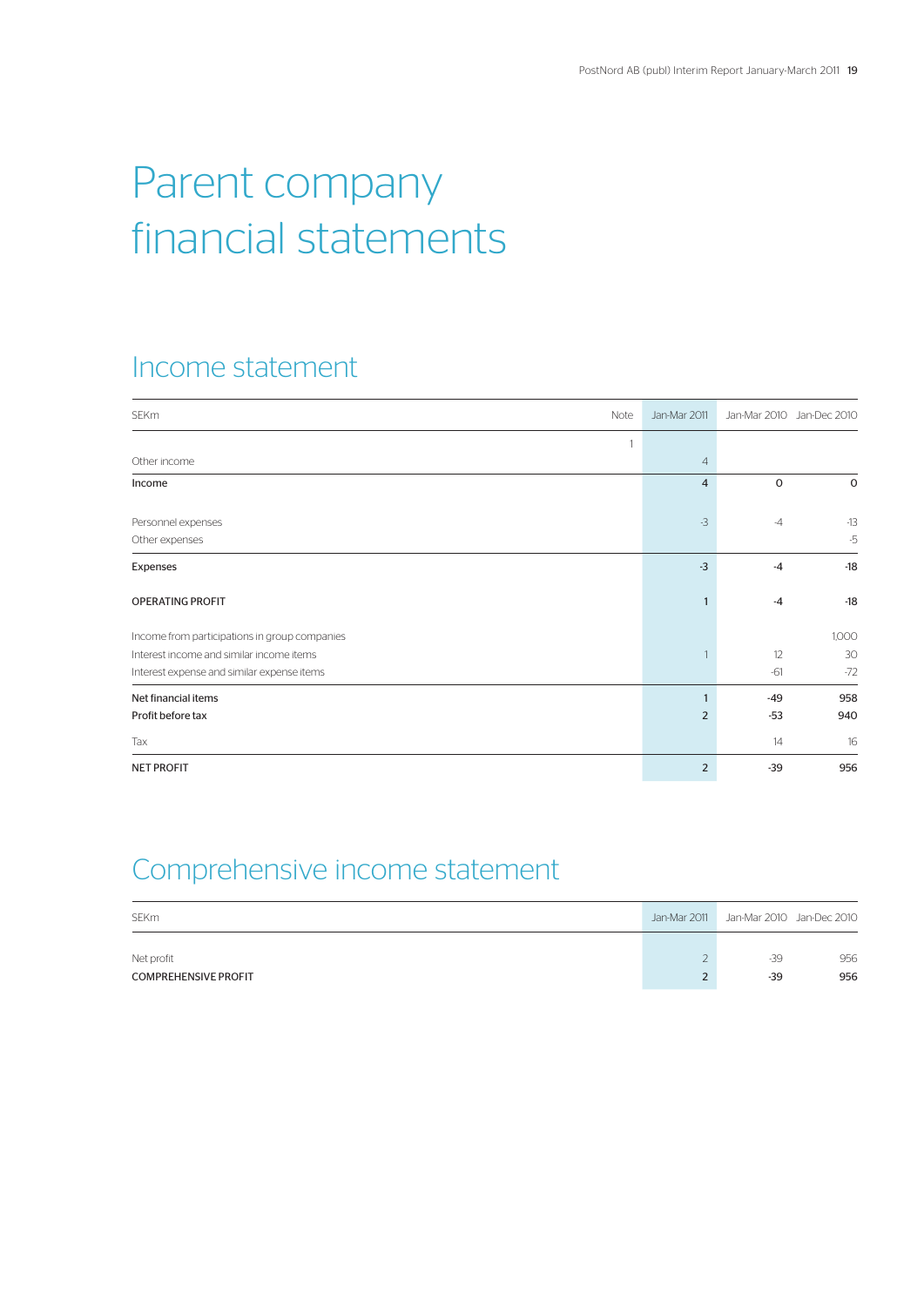# Parent company financial statements

## Income statement

| SEKm | Note | Jan-Mar 2011 | Jan-Mar 2010 | Jan-Dec 2010 |
|---|---|---|---|---|
| | 1 | | | |
| Other income | | 4 | | |
| **Income** | | **4** | **0** | **0** |
| Personnel expenses | | -3 | -4 | -13 |
| Other expenses | | | | -5 |
| **Expenses** | | **-3** | **-4** | **-18** |
| **OPERATING PROFIT** | | **1** | **-4** | **-18** |
| Income from participations in group companies | | | | 1,000 |
| Interest income and similar income items | | 1 | 12 | 30 |
| Interest expense and similar expense items | | | -61 | -72 |
| **Net financial items** | | **1** | **-49** | **958** |
| **Profit before tax** | | **2** | **-53** | **940** |
| Tax | | | 14 | 16 |
| **NET PROFIT** | | **2** | **-39** | **956** |

## Comprehensive income statement

| SEKm | Jan-Mar 2011 | Jan-Mar 2010 | Jan-Dec 2010 |
|---|---|---|---|
| Net profit | 2 | -39 | 956 |
| **COMPREHENSIVE PROFIT** | **2** | **-39** | **956** |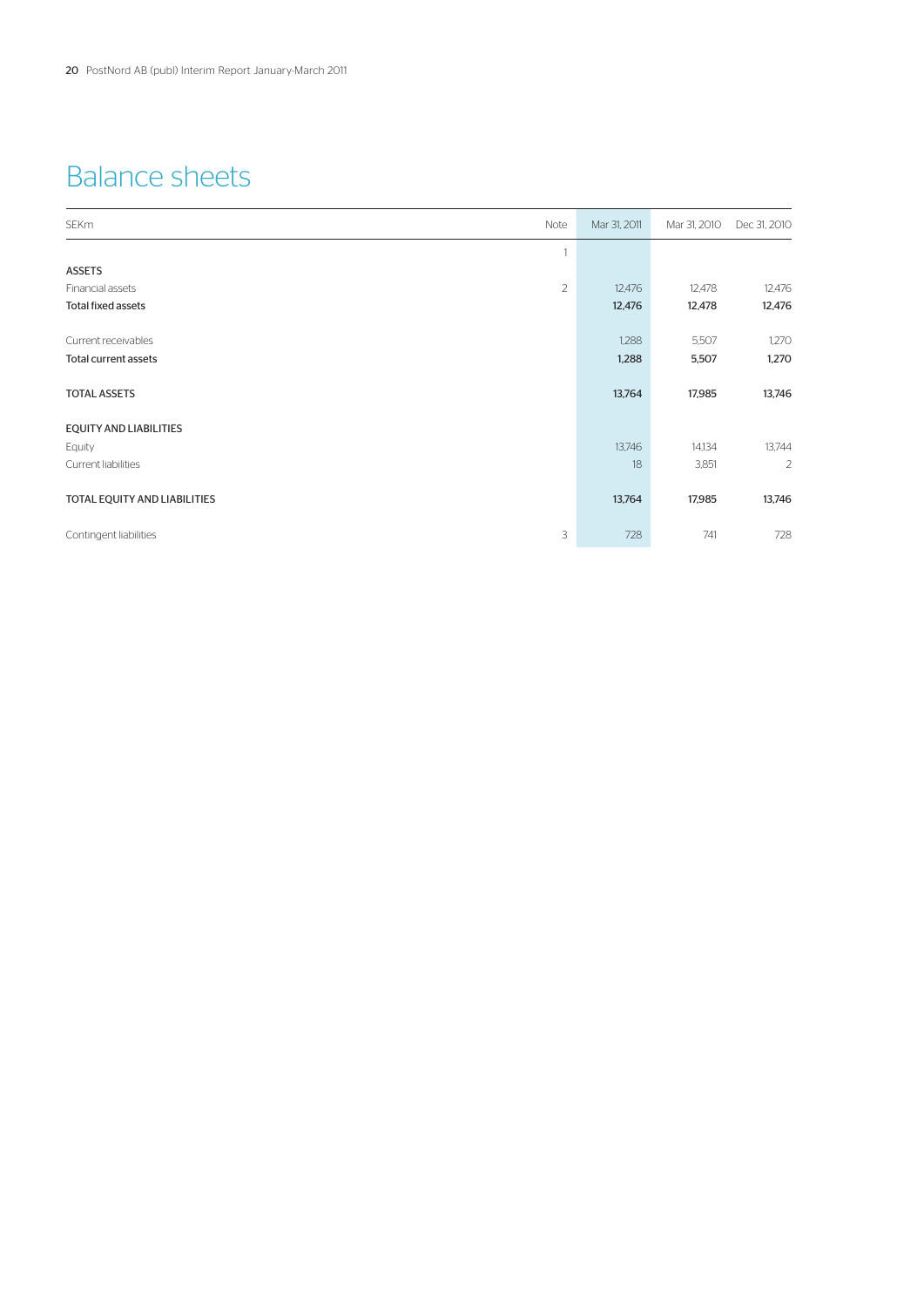# Balance sheets

| SEKm | Note | Mar 31, 2011 | Mar 31, 2010 | Dec 31, 2010 |
|---|---|---|---|---|
| | 1 | | | |
| **ASSETS** | | | | |
| Financial assets | 2 | 12,476 | 12,478 | 12,476 |
| **Total fixed assets** | | **12,476** | **12,478** | **12,476** |
| | | | | |
| Current receivables | | 1,288 | 5,507 | 1,270 |
| **Total current assets** | | **1,288** | **5,507** | **1,270** |
| | | | | |
| **TOTAL ASSETS** | | **13,764** | **17,985** | **13,746** |
| | | | | |
| **EQUITY AND LIABILITIES** | | | | |
| Equity | | 13,746 | 14,134 | 13,744 |
| Current liabilities | | 18 | 3,851 | 2 |
| | | | | |
| **TOTAL EQUITY AND LIABILITIES** | | **13,764** | **17,985** | **13,746** |
| | | | | |
| Contingent liabilities | 3 | 728 | 741 | 728 |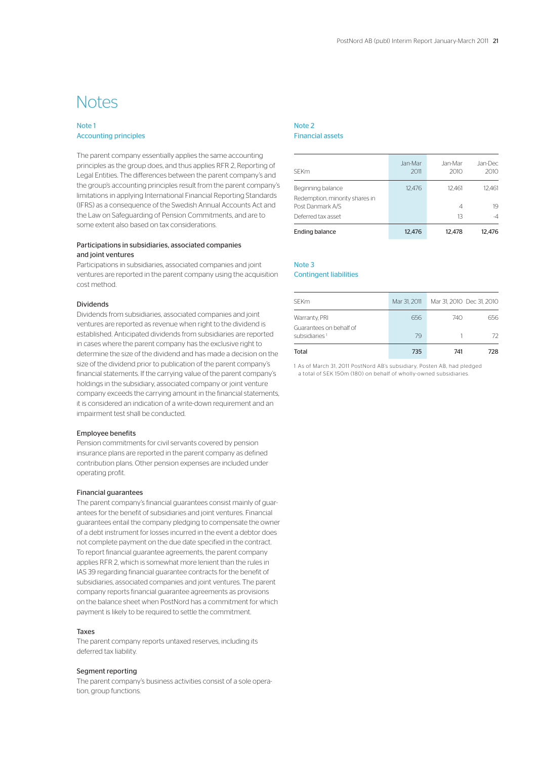# Notes

## Note 1
## Accounting principles

The parent company essentially applies the same accounting principles as the group does, and thus applies RFR 2, Reporting of Legal Entities. The differences between the parent company's and the group's accounting principles result from the parent company's limitations in applying International Financial Reporting Standards (IFRS) as a consequence of the Swedish Annual Accounts Act and the Law on Safeguarding of Pension Commitments, and are to some extent also based on tax considerations.

### Participations in subsidiaries, associated companies and joint ventures

Participations in subsidiaries, associated companies and joint ventures are reported in the parent company using the acquisition cost method.

### Dividends

Dividends from subsidiaries, associated companies and joint ventures are reported as revenue when right to the dividend is established. Anticipated dividends from subsidiaries are reported in cases where the parent company has the exclusive right to determine the size of the dividend and has made a decision on the size of the dividend prior to publication of the parent company's financial statements. If the carrying value of the parent company's holdings in the subsidiary, associated company or joint venture company exceeds the carrying amount in the financial statements, it is considered an indication of a write-down requirement and an impairment test shall be conducted.

### Employee benefits

Pension commitments for civil servants covered by pension insurance plans are reported in the parent company as defined contribution plans. Other pension expenses are included under operating profit.

### Financial guarantees

The parent company's financial guarantees consist mainly of guarantees for the benefit of subsidiaries and joint ventures. Financial guarantees entail the company pledging to compensate the owner of a debt instrument for losses incurred in the event a debtor does not complete payment on the due date specified in the contract. To report financial guarantee agreements, the parent company applies RFR 2, which is somewhat more lenient than the rules in IAS 39 regarding financial guarantee contracts for the benefit of subsidiaries, associated companies and joint ventures. The parent company reports financial guarantee agreements as provisions on the balance sheet when PostNord has a commitment for which payment is likely to be required to settle the commitment.

### Taxes

The parent company reports untaxed reserves, including its deferred tax liability.

### Segment reporting

The parent company's business activities consist of a sole operation, group functions.

## Note 2
## Financial assets

| SEKm | Jan-Mar 2011 | Jan-Mar 2010 | Jan-Dec 2010 |
|---|---|---|---|
| Beginning balance | 12,476 | 12,461 | 12,461 |
| Redemption, minority shares in Post Danmark A/S | | 4 | 19 |
| Deferred tax asset | | 13 | -4 |
| **Ending balance** | **12,476** | **12,478** | **12,476** |

## Note 3
## Contingent liabilities

| SEKm | Mar 31, 2011 | Mar 31, 2010 | Dec 31, 2010 |
|---|---|---|---|
| Warranty, PRI | 656 | 740 | 656 |
| Guarantees on behalf of subsidiaries[1] | 79 | 1 | 72 |
| **Total** | **735** | **741** | **728** |

1 As of March 31, 2011 PostNord AB's subsidiary, Posten AB, had pledged a total of SEK 150m (180) on behalf of wholly-owned subsidiaries.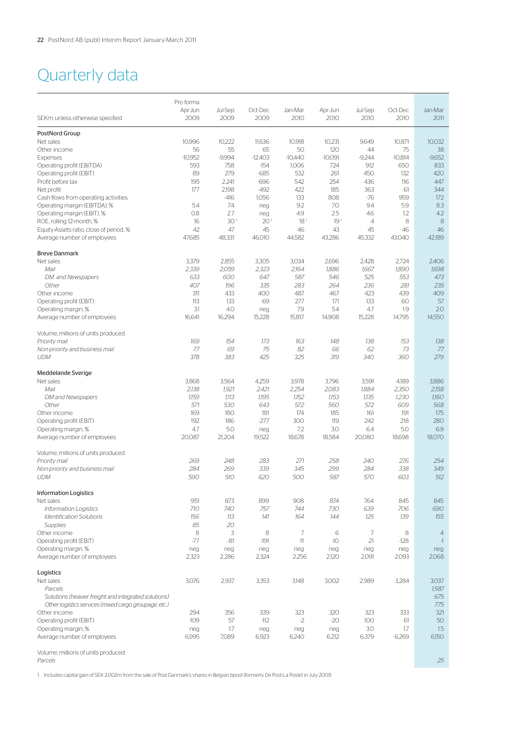# Quarterly data

| SEKm, unless otherwise specified | Pro forma Apr-Jun 2009 | Jul-Sep 2009 | Oct-Dec 2009 | Jan-Mar 2010 | Apr-Jun 2010 | Jul-Sep 2010 | Oct-Dec 2010 | Jan-Mar 2011 |
|---|---|---|---|---|---|---|---|---|
| **PostNord Group** | | | | | | | | |
| Net sales | 10,996 | 10,222 | 11,636 | 10,918 | 10,231 | 9,649 | 10,871 | 10,032 |
| Other income | 56 | 55 | 65 | 50 | 120 | 44 | 75 | 38 |
| Expenses | -10,952 | -9,994 | -12,403 | -10,440 | -10,091 | -9,244 | -10,814 | -9,652 |
| Operating profit (EBITDA) | 593 | 758 | -154 | 1,006 | 724 | 912 | 650 | 833 |
| Operating profit (EBIT) | 89 | 279 | -685 | 532 | 261 | 450 | 132 | 420 |
| Profit before tax | 195 | 2,241 | -696 | 542 | 254 | 436 | 116 | 447 |
| Net profit | 177 | 2,198 | -492 | 422 | 185 | 363 | 61 | 344 |
| Cash flows from operating activities | | -416 | 1,056 | 133 | 808 | -76 | 959 | 172 |
| Operating margin (EBITDA), % | 5.4 | 7.4 | neg | 9.2 | 7.0 | 9.4 | 5.9 | 8.3 |
| Operating margin (EBIT), % | 0.8 | 2.7 | neg | 4.9 | 2.5 | 4.6 | 1.2 | 4.2 |
| ROE, rolling 12-month, % | 16 | 30[1] | 20[1] | 18[1] | 19[1] | 4 | 8 | 8 |
| Equity-Assets ratio, close of period, % | 42 | 47 | 45 | 46 | 43 | 45 | 46 | 46 |
| Average number of employees | 47,685 | 48,331 | 46,010 | 44,582 | 43,286 | 45,332 | 43,040 | 42,189 |
| **Breve Danmark** | | | | | | | | |
| Net sales | 3,379 | 2,855 | 3,305 | 3,034 | 2,696 | 2,428 | 2,724 | 2,406 |
| *Mail* | *2,339* | *2,059* | *2,323* | *2,164* | *1,886* | *1,667* | *1,890* | *1,698* |
| *DM and Newspapers* | *633* | *600* | *647* | *587* | *546* | *525* | *553* | *473* |
| *Other* | *407* | *196* | *335* | *283* | *264* | *236* | *281* | *235* |
| Other income | 311 | 433 | 400 | 487 | 467 | 423 | 439 | 409 |
| Operating profit (EBIT) | 113 | 133 | -69 | 277 | 171 | 133 | 60 | 57 |
| Operating margin, % | 3.1 | 4.0 | neg | 7.9 | 5.4 | 4.7 | 1.9 | 2.0 |
| Average number of employees | 16,641 | 16,294 | 15,228 | 15,817 | 14,908 | 15,228 | 14,795 | 14,550 |
| Volume, millions of units produced | | | | | | | | |
| *Priority mail* | *169* | *154* | *173* | *163* | *148* | *138* | *153* | *138* |
| *Non-priority and business mail* | *77* | *69* | *75* | *82* | *66* | *62* | *73* | *77* |
| *UDM* | *378* | *383* | *425* | *325* | *319* | *340* | *360* | *279* |
| **Meddelande Sverige** | | | | | | | | |
| Net sales | 3,868 | 3,564 | 4,259 | 3,978 | 3,796 | 3,591 | 4,189 | 3,886 |
| *Mail* | *2,138* | *1,921* | *2,421* | *2,254* | *2,083* | *1,884* | *2,350* | *2,158* |
| *DM and Newspapers* | *1,159* | *1,113* | *1,195* | *1,152* | *1,153* | *1,135* | *1,230* | *1,160* |
| *Other* | *571* | *530* | *643* | *572* | *560* | *572* | *609* | *568* |
| Other income | 169 | 180 | 181 | 174 | 185 | 161 | 191 | 175 |
| Operating profit (EBIT) | 192 | 186 | -277 | 300 | 119 | 242 | 218 | 280 |
| Operating margin, % | 4.7 | 5.0 | neg | 7.2 | 3.0 | 6.4 | 5.0 | 6.9 |
| Average number of employees | 20,087 | 21,204 | 19,522 | 18,678 | 18,584 | 20,080 | 18,698 | 18,070 |
| Volume, millions of units produced | | | | | | | | |
| *Priority mail* | *269* | *248* | *283* | *271* | *258* | *240* | *276* | *254* |
| *Non-priority and business mail* | *284* | *269* | *339* | *345* | *299* | *284* | *338* | *349* |
| *UDM* | *590* | *510* | *620* | *500* | *587* | *570* | *603* | *512* |
| **Information Logistics** | | | | | | | | |
| Net sales | 951 | 873 | 899 | 908 | 874 | 764 | 845 | 845 |
| *Information Logistics* | *710* | *740* | *757* | *744* | *730* | *639* | *706* | *690* |
| *Identification Solutions* | *156* | *113* | *141* | *164* | *144* | *125* | *139* | *155* |
| *Supplies* | *85* | *20* | | | | | | |
| Other income | 8 | 3 | 8 | 7 | 6 | 7 | 8 | 4 |
| Operating profit (EBIT) | -77 | -81 | -191 | -11 | -10 | -21 | -128 | -1 |
| Operating margin, % | neg | neg | neg | neg | neg | neg | neg | neg |
| Average number of employees | 2,323 | 2,286 | 2,324 | 2,256 | 2,120 | 2,091 | 2,093 | 2,068 |
| **Logistics** | | | | | | | | |
| Net sales | 3,076 | 2,937 | 3,353 | 3,148 | 3,002 | 2,989 | 3,284 | 3,037 |
| *Parcels* | | | | | | | | *1,587* |
| *Solutions (heavier freight and integrated solutions)* | | | | | | | | *675* |
| *Other logistics services (mixed cargo groupage, etc.)* | | | | | | | | *775* |
| Other income | 294 | 356 | 339 | 323 | 320 | 323 | 333 | 321 |
| Operating profit (EBIT) | -109 | 57 | -112 | -2 | -20 | 100 | 61 | 50 |
| Operating margin, % | neg | 1.7 | neg | neg | neg | 3.0 | 1.7 | 1.5 |
| Average number of employees | 6,995 | 7,089 | 6,923 | 6,240 | 6,212 | 6,379 | 6,269 | 6,150 |
| Volume, millions of units produced | | | | | | | | |
| *Parcels* | | | | | | | | *25* |

1 Includes capital gain of SEK 2,002m from the sale of Post Danmark's shares in Belgian bpost (formerly De Post-La Poste) in July 2009.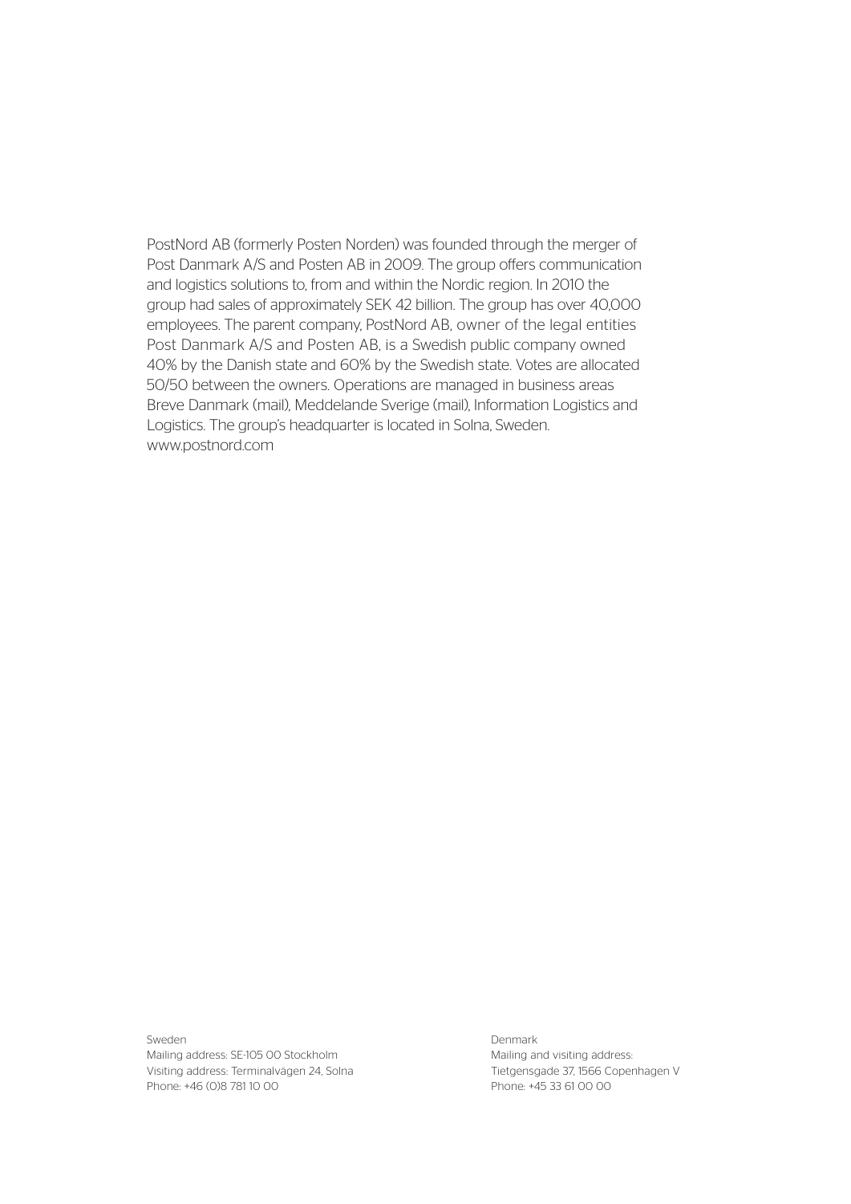PostNord AB (formerly Posten Norden) was founded through the merger of Post Danmark A/S and Posten AB in 2009. The group offers communication and logistics solutions to, from and within the Nordic region. In 2010 the group had sales of approximately SEK 42 billion. The group has over 40,000 employees. The parent company, PostNord AB, owner of the legal entities Post Danmark A/S and Posten AB, is a Swedish public company owned 40% by the Danish state and 60% by the Swedish state. Votes are allocated 50/50 between the owners. Operations are managed in business areas Breve Danmark (mail), Meddelande Sverige (mail), Information Logistics and Logistics. The group's headquarter is located in Solna, Sweden.
www.postnord.com

Sweden
Mailing address: SE-105 00 Stockholm
Visiting address: Terminalvägen 24, Solna
Phone: +46 (0)8 781 10 00

Denmark
Mailing and visiting address:
Tietgensgade 37, 1566 Copenhagen V
Phone: +45 33 61 00 00